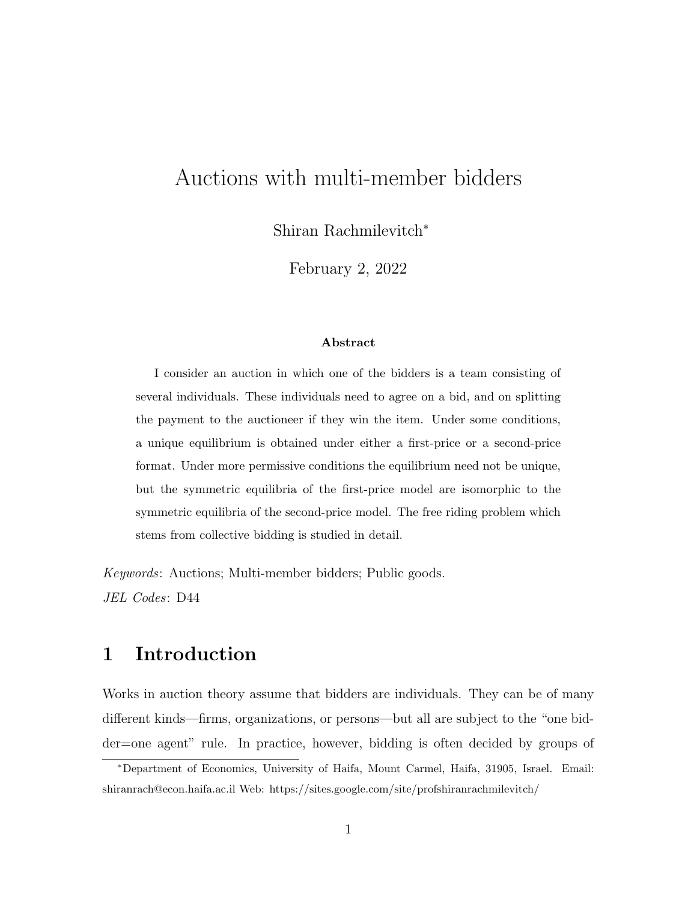# Auctions with multi-member bidders

Shiran Rachmilevitch*

February 2, 2022

**Abstract**

I consider an auction in which one of the bidders is a team consisting of several individuals. These individuals need to agree on a bid, and on splitting the payment to the auctioneer if they win the item. Under some conditions, a unique equilibrium is obtained under either a first-price or a second-price format. Under more permissive conditions the equilibrium need not be unique, but the symmetric equilibria of the first-price model are isomorphic to the symmetric equilibria of the second-price model. The free riding problem which stems from collective bidding is studied in detail.

*Keywords*: Auctions; Multi-member bidders; Public goods.

*JEL Codes*: D44

## 1 Introduction

Works in auction theory assume that bidders are individuals. They can be of many different kinds—firms, organizations, or persons—but all are subject to the "one bidder=one agent" rule. In practice, however, bidding is often decided by groups of

*Department of Economics, University of Haifa, Mount Carmel, Haifa, 31905, Israel. Email: shiranrach@econ.haifa.ac.il Web: https://sites.google.com/site/profshiranrachmilevitch/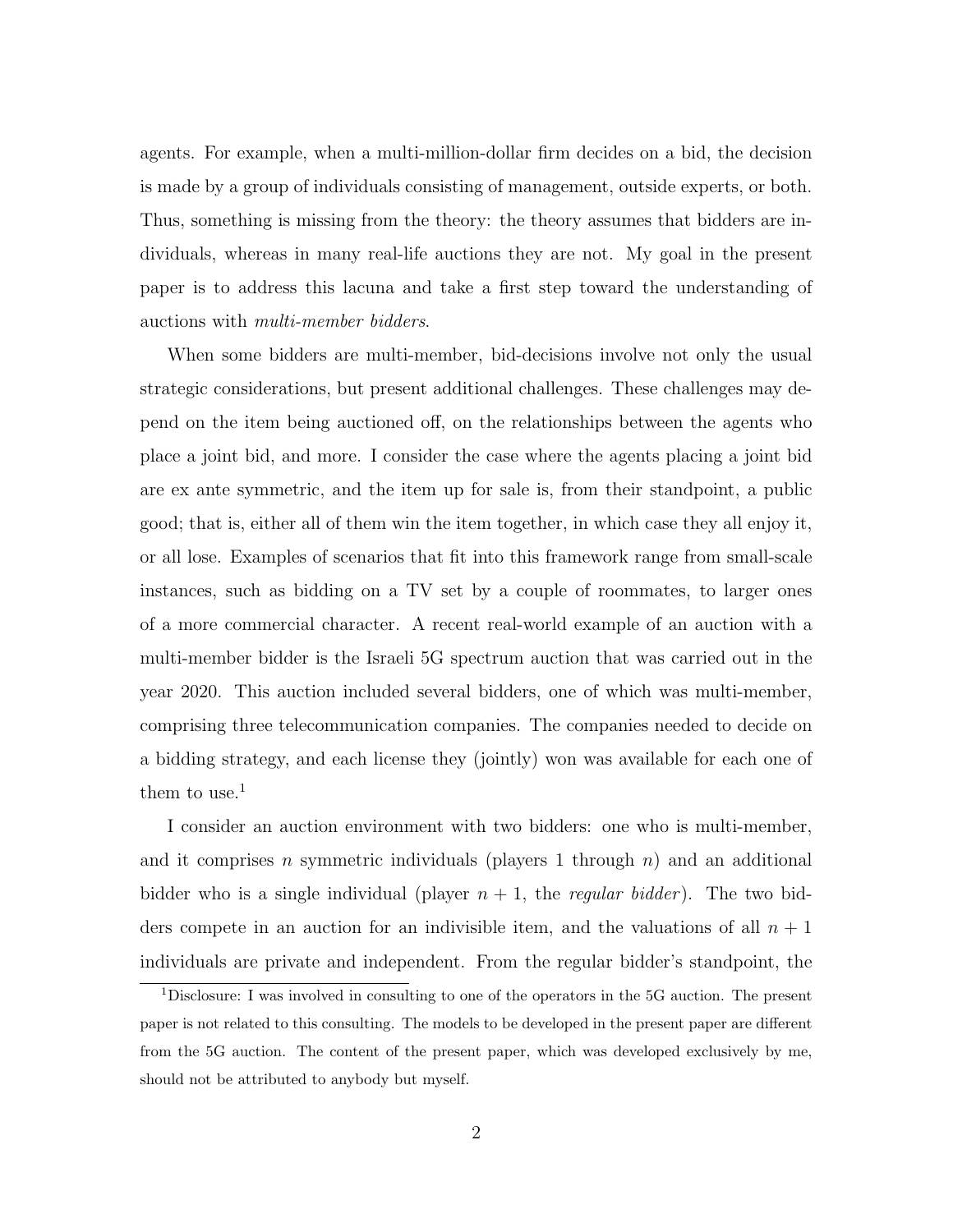agents. For example, when a multi-million-dollar firm decides on a bid, the decision is made by a group of individuals consisting of management, outside experts, or both. Thus, something is missing from the theory: the theory assumes that bidders are individuals, whereas in many real-life auctions they are not. My goal in the present paper is to address this lacuna and take a first step toward the understanding of auctions with *multi-member bidders*.

When some bidders are multi-member, bid-decisions involve not only the usual strategic considerations, but present additional challenges. These challenges may depend on the item being auctioned off, on the relationships between the agents who place a joint bid, and more. I consider the case where the agents placing a joint bid are ex ante symmetric, and the item up for sale is, from their standpoint, a public good; that is, either all of them win the item together, in which case they all enjoy it, or all lose. Examples of scenarios that fit into this framework range from small-scale instances, such as bidding on a TV set by a couple of roommates, to larger ones of a more commercial character. A recent real-world example of an auction with a multi-member bidder is the Israeli 5G spectrum auction that was carried out in the year 2020. This auction included several bidders, one of which was multi-member, comprising three telecommunication companies. The companies needed to decide on a bidding strategy, and each license they (jointly) won was available for each one of them to use.[1]

I consider an auction environment with two bidders: one who is multi-member, and it comprises $n$ symmetric individuals (players 1 through $n$) and an additional bidder who is a single individual (player $n+1$, the *regular bidder*). The two bidders compete in an auction for an indivisible item, and the valuations of all $n+1$ individuals are private and independent. From the regular bidder's standpoint, the

[1] Disclosure: I was involved in consulting to one of the operators in the 5G auction. The present paper is not related to this consulting. The models to be developed in the present paper are different from the 5G auction. The content of the present paper, which was developed exclusively by me, should not be attributed to anybody but myself.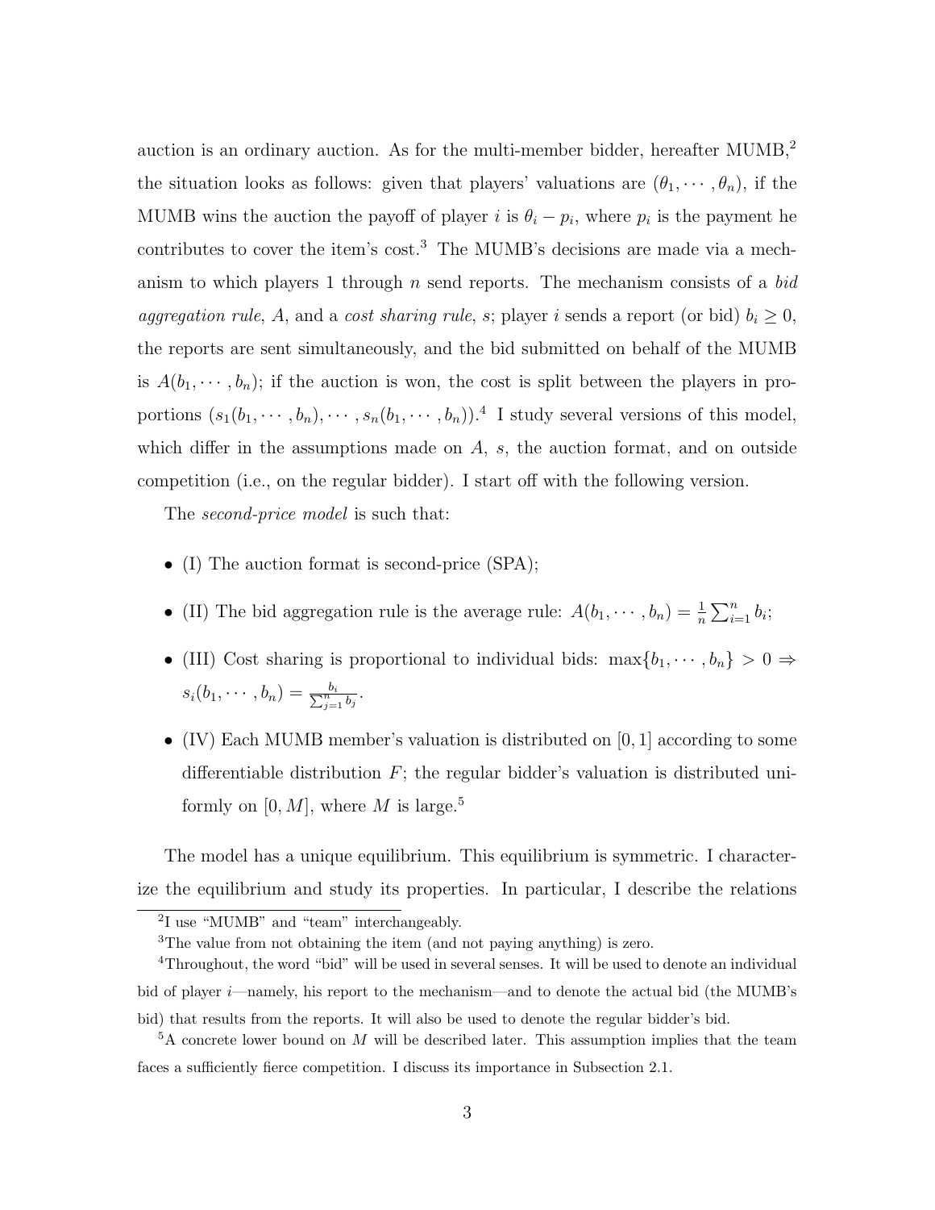auction is an ordinary auction. As for the multi-member bidder, hereafter MUMB,[2] the situation looks as follows: given that players' valuations are $(\theta_1, \cdots, \theta_n)$, if the MUMB wins the auction the payoff of player $i$ is $\theta_i - p_i$, where $p_i$ is the payment he contributes to cover the item's cost.[3] The MUMB's decisions are made via a mechanism to which players 1 through $n$ send reports. The mechanism consists of a *bid aggregation rule*, $A$, and a *cost sharing rule*, $s$; player $i$ sends a report (or bid) $b_i \geq 0$, the reports are sent simultaneously, and the bid submitted on behalf of the MUMB is $A(b_1, \cdots, b_n)$; if the auction is won, the cost is split between the players in proportions $(s_1(b_1, \cdots, b_n), \cdots, s_n(b_1, \cdots, b_n))$.[4] I study several versions of this model, which differ in the assumptions made on $A$, $s$, the auction format, and on outside competition (i.e., on the regular bidder). I start off with the following version.

The *second-price model* is such that:

- (I) The auction format is second-price (SPA);
- (II) The bid aggregation rule is the average rule: $A(b_1, \cdots, b_n) = \frac{1}{n}\sum_{i=1}^{n} b_i$;
- (III) Cost sharing is proportional to individual bids: $\max\{b_1, \cdots, b_n\} > 0 \Rightarrow s_i(b_1, \cdots, b_n) = \frac{b_i}{\sum_{j=1}^{n} b_j}$.
- (IV) Each MUMB member's valuation is distributed on $[0, 1]$ according to some differentiable distribution $F$; the regular bidder's valuation is distributed uniformly on $[0, M]$, where $M$ is large.[5]

The model has a unique equilibrium. This equilibrium is symmetric. I characterize the equilibrium and study its properties. In particular, I describe the relations

[2] I use "MUMB" and "team" interchangeably.

[3] The value from not obtaining the item (and not paying anything) is zero.

[4] Throughout, the word "bid" will be used in several senses. It will be used to denote an individual bid of player $i$—namely, his report to the mechanism—and to denote the actual bid (the MUMB's bid) that results from the reports. It will also be used to denote the regular bidder's bid.

[5] A concrete lower bound on $M$ will be described later. This assumption implies that the team faces a sufficiently fierce competition. I discuss its importance in Subsection 2.1.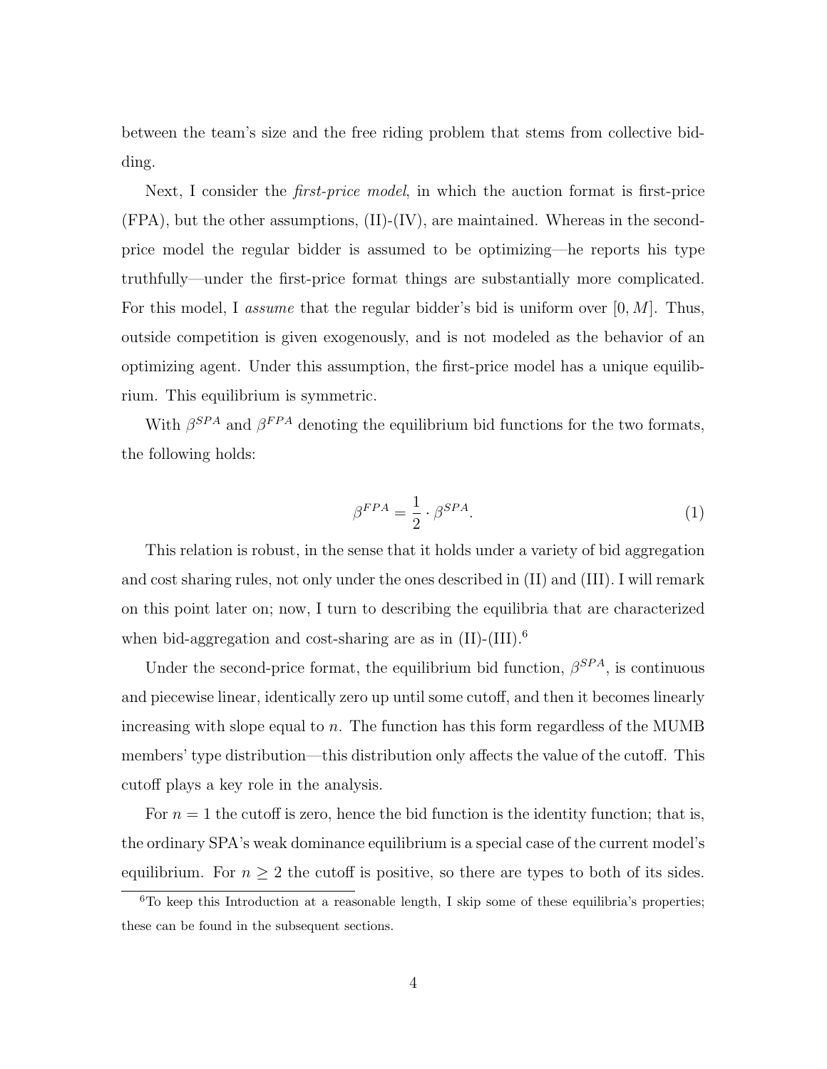between the team's size and the free riding problem that stems from collective bidding.

Next, I consider the *first-price model*, in which the auction format is first-price (FPA), but the other assumptions, (II)-(IV), are maintained. Whereas in the second-price model the regular bidder is assumed to be optimizing—he reports his type truthfully—under the first-price format things are substantially more complicated. For this model, I *assume* that the regular bidder's bid is uniform over $[0, M]$. Thus, outside competition is given exogenously, and is not modeled as the behavior of an optimizing agent. Under this assumption, the first-price model has a unique equilibrium. This equilibrium is symmetric.

With $\beta^{SPA}$ and $\beta^{FPA}$ denoting the equilibrium bid functions for the two formats, the following holds:

$$\beta^{FPA} = \frac{1}{2} \cdot \beta^{SPA}. \tag{1}$$

This relation is robust, in the sense that it holds under a variety of bid aggregation and cost sharing rules, not only under the ones described in (II) and (III). I will remark on this point later on; now, I turn to describing the equilibria that are characterized when bid-aggregation and cost-sharing are as in (II)-(III).[6]

Under the second-price format, the equilibrium bid function, $\beta^{SPA}$, is continuous and piecewise linear, identically zero up until some cutoff, and then it becomes linearly increasing with slope equal to $n$. The function has this form regardless of the MUMB members' type distribution—this distribution only affects the value of the cutoff. This cutoff plays a key role in the analysis.

For $n = 1$ the cutoff is zero, hence the bid function is the identity function; that is, the ordinary SPA's weak dominance equilibrium is a special case of the current model's equilibrium. For $n \geq 2$ the cutoff is positive, so there are types to both of its sides.

[6] To keep this Introduction at a reasonable length, I skip some of these equilibria's properties; these can be found in the subsequent sections.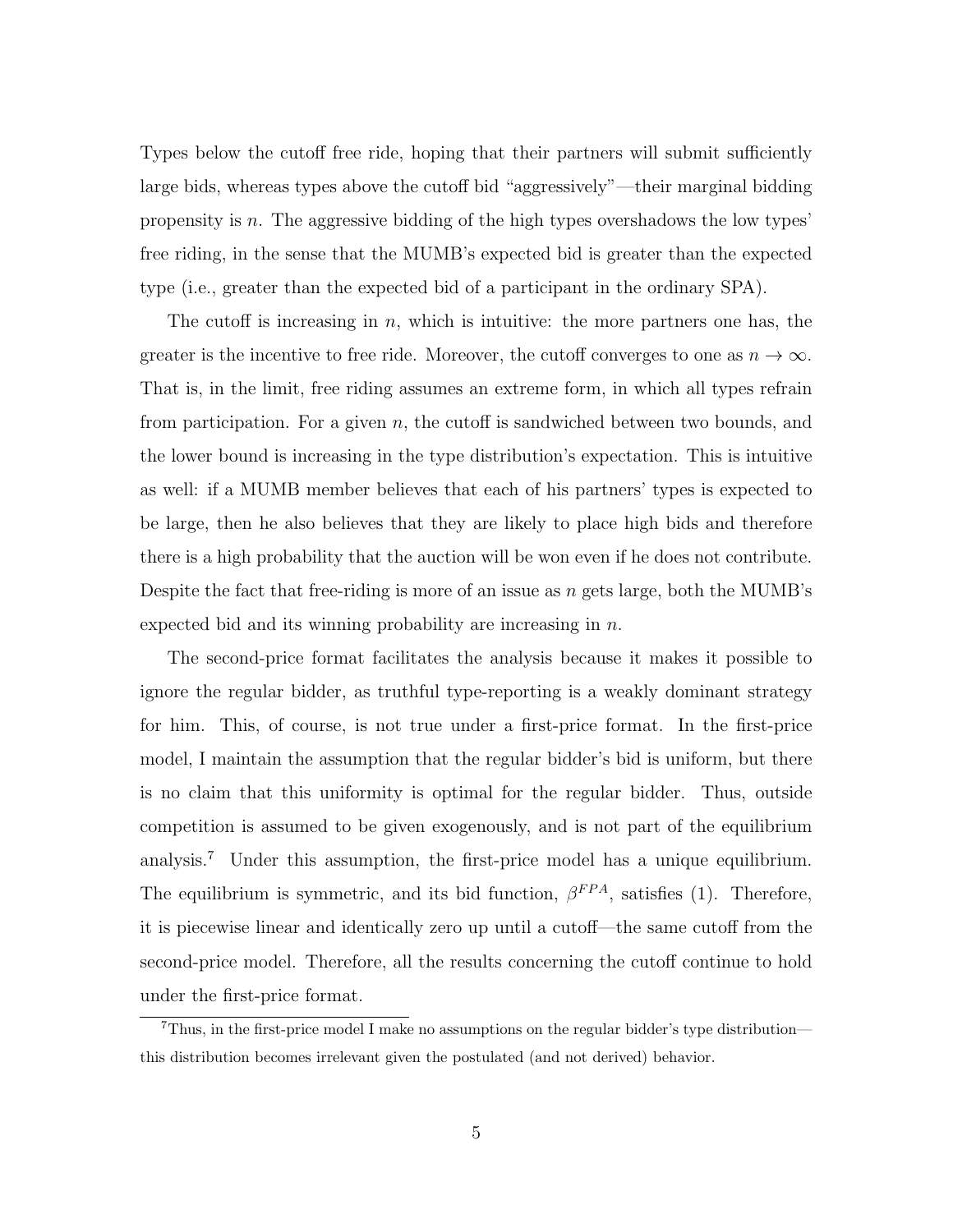Types below the cutoff free ride, hoping that their partners will submit sufficiently large bids, whereas types above the cutoff bid "aggressively"—their marginal bidding propensity is $n$. The aggressive bidding of the high types overshadows the low types' free riding, in the sense that the MUMB's expected bid is greater than the expected type (i.e., greater than the expected bid of a participant in the ordinary SPA).

The cutoff is increasing in $n$, which is intuitive: the more partners one has, the greater is the incentive to free ride. Moreover, the cutoff converges to one as $n \to \infty$. That is, in the limit, free riding assumes an extreme form, in which all types refrain from participation. For a given $n$, the cutoff is sandwiched between two bounds, and the lower bound is increasing in the type distribution's expectation. This is intuitive as well: if a MUMB member believes that each of his partners' types is expected to be large, then he also believes that they are likely to place high bids and therefore there is a high probability that the auction will be won even if he does not contribute. Despite the fact that free-riding is more of an issue as $n$ gets large, both the MUMB's expected bid and its winning probability are increasing in $n$.

The second-price format facilitates the analysis because it makes it possible to ignore the regular bidder, as truthful type-reporting is a weakly dominant strategy for him. This, of course, is not true under a first-price format. In the first-price model, I maintain the assumption that the regular bidder's bid is uniform, but there is no claim that this uniformity is optimal for the regular bidder. Thus, outside competition is assumed to be given exogenously, and is not part of the equilibrium analysis.[7] Under this assumption, the first-price model has a unique equilibrium. The equilibrium is symmetric, and its bid function, $\beta^{FPA}$, satisfies (1). Therefore, it is piecewise linear and identically zero up until a cutoff—the same cutoff from the second-price model. Therefore, all the results concerning the cutoff continue to hold under the first-price format.

[7] Thus, in the first-price model I make no assumptions on the regular bidder's type distribution—this distribution becomes irrelevant given the postulated (and not derived) behavior.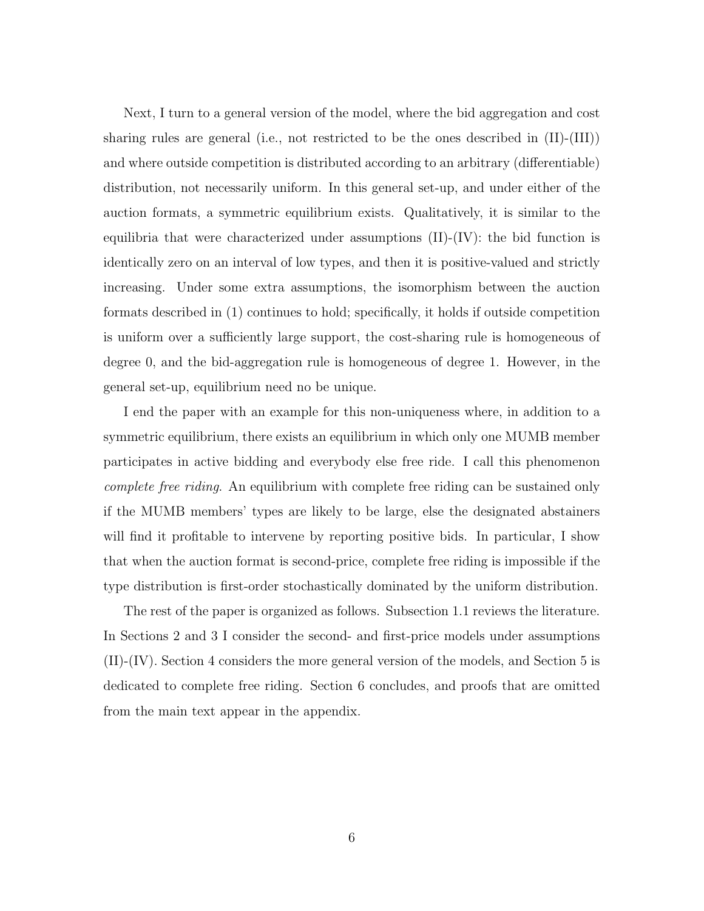Next, I turn to a general version of the model, where the bid aggregation and cost sharing rules are general (i.e., not restricted to be the ones described in (II)-(III)) and where outside competition is distributed according to an arbitrary (differentiable) distribution, not necessarily uniform. In this general set-up, and under either of the auction formats, a symmetric equilibrium exists. Qualitatively, it is similar to the equilibria that were characterized under assumptions (II)-(IV): the bid function is identically zero on an interval of low types, and then it is positive-valued and strictly increasing. Under some extra assumptions, the isomorphism between the auction formats described in (1) continues to hold; specifically, it holds if outside competition is uniform over a sufficiently large support, the cost-sharing rule is homogeneous of degree 0, and the bid-aggregation rule is homogeneous of degree 1. However, in the general set-up, equilibrium need no be unique.

I end the paper with an example for this non-uniqueness where, in addition to a symmetric equilibrium, there exists an equilibrium in which only one MUMB member participates in active bidding and everybody else free ride. I call this phenomenon *complete free riding*. An equilibrium with complete free riding can be sustained only if the MUMB members' types are likely to be large, else the designated abstainers will find it profitable to intervene by reporting positive bids. In particular, I show that when the auction format is second-price, complete free riding is impossible if the type distribution is first-order stochastically dominated by the uniform distribution.

The rest of the paper is organized as follows. Subsection 1.1 reviews the literature. In Sections 2 and 3 I consider the second- and first-price models under assumptions (II)-(IV). Section 4 considers the more general version of the models, and Section 5 is dedicated to complete free riding. Section 6 concludes, and proofs that are omitted from the main text appear in the appendix.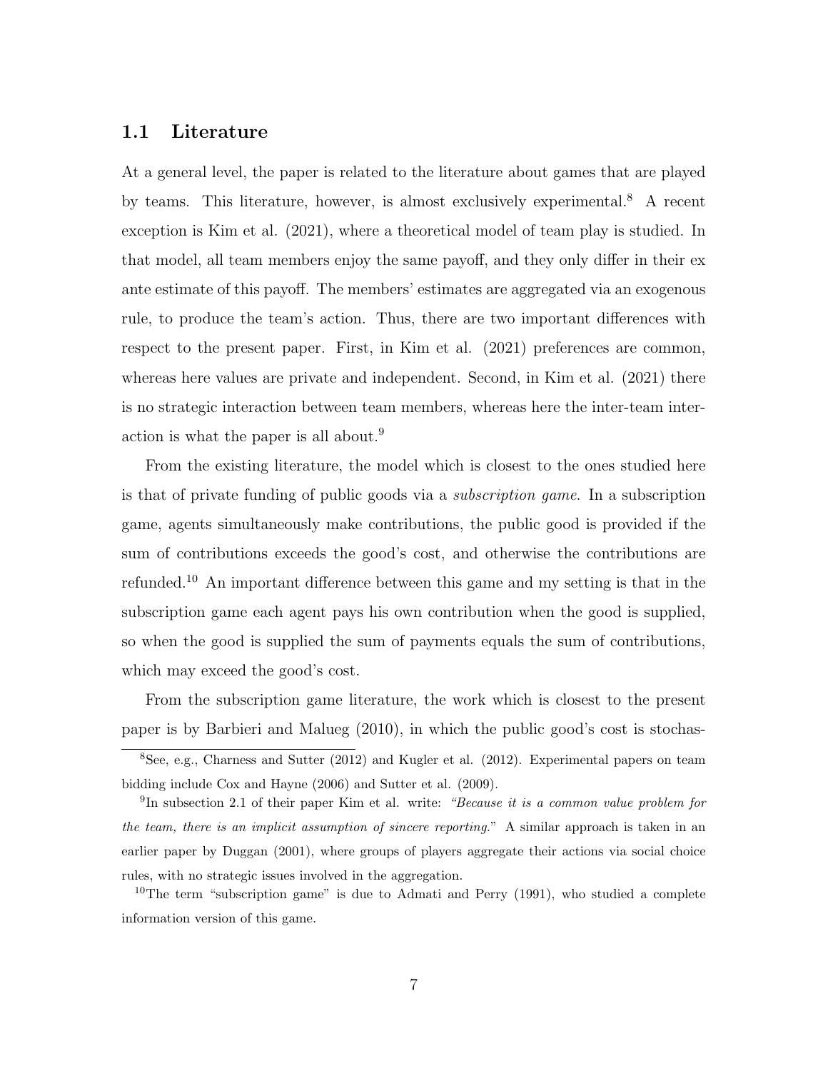## 1.1 Literature

At a general level, the paper is related to the literature about games that are played by teams. This literature, however, is almost exclusively experimental.[8] A recent exception is Kim et al. (2021), where a theoretical model of team play is studied. In that model, all team members enjoy the same payoff, and they only differ in their ex ante estimate of this payoff. The members' estimates are aggregated via an exogenous rule, to produce the team's action. Thus, there are two important differences with respect to the present paper. First, in Kim et al. (2021) preferences are common, whereas here values are private and independent. Second, in Kim et al. (2021) there is no strategic interaction between team members, whereas here the inter-team interaction is what the paper is all about.[9]

From the existing literature, the model which is closest to the ones studied here is that of private funding of public goods via a *subscription game*. In a subscription game, agents simultaneously make contributions, the public good is provided if the sum of contributions exceeds the good's cost, and otherwise the contributions are refunded.[10] An important difference between this game and my setting is that in the subscription game each agent pays his own contribution when the good is supplied, so when the good is supplied the sum of payments equals the sum of contributions, which may exceed the good's cost.

From the subscription game literature, the work which is closest to the present paper is by Barbieri and Malueg (2010), in which the public good's cost is stochas-

[8] See, e.g., Charness and Sutter (2012) and Kugler et al. (2012). Experimental papers on team bidding include Cox and Hayne (2006) and Sutter et al. (2009).

[9] In subsection 2.1 of their paper Kim et al. write: *"Because it is a common value problem for the team, there is an implicit assumption of sincere reporting."* A similar approach is taken in an earlier paper by Duggan (2001), where groups of players aggregate their actions via social choice rules, with no strategic issues involved in the aggregation.

[10] The term "subscription game" is due to Admati and Perry (1991), who studied a complete information version of this game.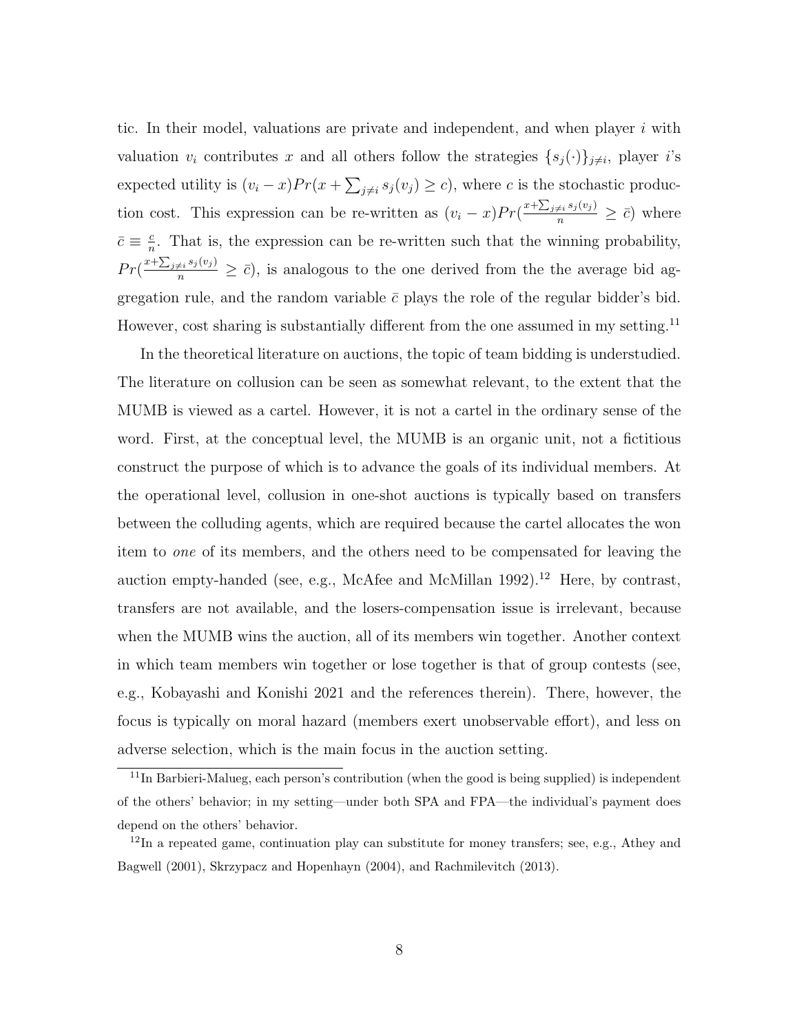tic. In their model, valuations are private and independent, and when player $i$ with valuation $v_i$ contributes $x$ and all others follow the strategies $\{s_j(\cdot)\}_{j \neq i}$, player $i$'s expected utility is $(v_i - x)Pr(x + \sum_{j \neq i} s_j(v_j) \geq c)$, where $c$ is the stochastic production cost. This expression can be re-written as $(v_i - x)Pr(\frac{x + \sum_{j \neq i} s_j(v_j)}{n} \geq \bar{c})$ where $\bar{c} \equiv \frac{c}{n}$. That is, the expression can be re-written such that the winning probability, $Pr(\frac{x + \sum_{j \neq i} s_j(v_j)}{n} \geq \bar{c})$, is analogous to the one derived from the the average bid aggregation rule, and the random variable $\bar{c}$ plays the role of the regular bidder's bid. However, cost sharing is substantially different from the one assumed in my setting.[11]

In the theoretical literature on auctions, the topic of team bidding is understudied. The literature on collusion can be seen as somewhat relevant, to the extent that the MUMB is viewed as a cartel. However, it is not a cartel in the ordinary sense of the word. First, at the conceptual level, the MUMB is an organic unit, not a fictitious construct the purpose of which is to advance the goals of its individual members. At the operational level, collusion in one-shot auctions is typically based on transfers between the colluding agents, which are required because the cartel allocates the won item to *one* of its members, and the others need to be compensated for leaving the auction empty-handed (see, e.g., McAfee and McMillan 1992).[12] Here, by contrast, transfers are not available, and the losers-compensation issue is irrelevant, because when the MUMB wins the auction, all of its members win together. Another context in which team members win together or lose together is that of group contests (see, e.g., Kobayashi and Konishi 2021 and the references therein). There, however, the focus is typically on moral hazard (members exert unobservable effort), and less on adverse selection, which is the main focus in the auction setting.

[11] In Barbieri-Malueg, each person's contribution (when the good is being supplied) is independent of the others' behavior; in my setting—under both SPA and FPA—the individual's payment does depend on the others' behavior.

[12] In a repeated game, continuation play can substitute for money transfers; see, e.g., Athey and Bagwell (2001), Skrzypacz and Hopenhayn (2004), and Rachmilevitch (2013).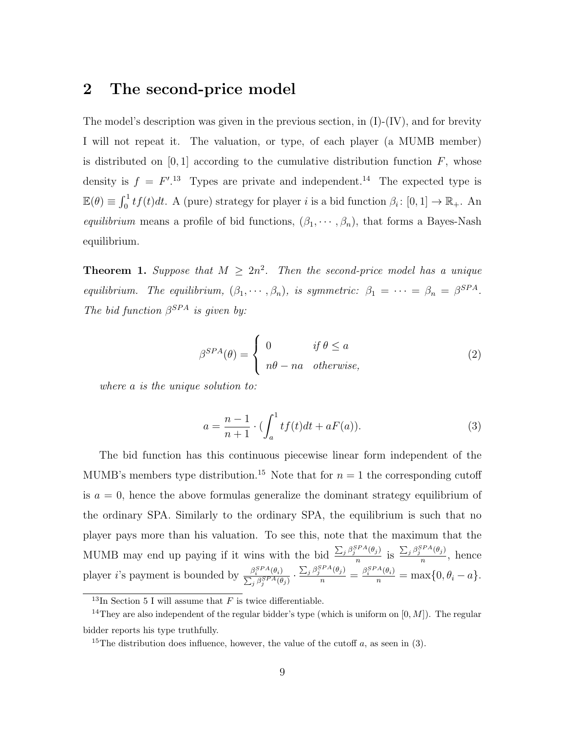## 2 The second-price model

The model's description was given in the previous section, in (I)-(IV), and for brevity I will not repeat it. The valuation, or type, of each player (a MUMB member) is distributed on $[0,1]$ according to the cumulative distribution function $F$, whose density is $f = F'$.[13] Types are private and independent.[14] The expected type is $\mathbb{E}(\theta) \equiv \int_0^1 tf(t)dt$. A (pure) strategy for player $i$ is a bid function $\beta_i \colon [0,1] \to \mathbb{R}_+$. An *equilibrium* means a profile of bid functions, $(\beta_1, \cdots, \beta_n)$, that forms a Bayes-Nash equilibrium.

**Theorem 1.** *Suppose that $M \geq 2n^2$. Then the second-price model has a unique equilibrium. The equilibrium, $(\beta_1, \cdots, \beta_n)$, is symmetric: $\beta_1 = \cdots = \beta_n = \beta^{SPA}$. The bid function $\beta^{SPA}$ is given by:*

$$\beta^{SPA}(\theta) = \begin{cases} 0 & \text{if } \theta \leq a \\ n\theta - na & \text{otherwise,} \end{cases} \tag{2}$$

*where $a$ is the unique solution to:*

$$a = \frac{n-1}{n+1} \cdot \left(\int_a^1 tf(t)dt + aF(a)\right). \tag{3}$$

The bid function has this continuous piecewise linear form independent of the MUMB's members type distribution.[15] Note that for $n = 1$ the corresponding cutoff is $a = 0$, hence the above formulas generalize the dominant strategy equilibrium of the ordinary SPA. Similarly to the ordinary SPA, the equilibrium is such that no player pays more than his valuation. To see this, note that the maximum that the MUMB may end up paying if it wins with the bid $\frac{\sum_j \beta_j^{SPA}(\theta_j)}{n}$ is $\frac{\sum_j \beta_j^{SPA}(\theta_j)}{n}$, hence player $i$'s payment is bounded by $\frac{\beta_i^{SPA}(\theta_i)}{\sum_j \beta_j^{SPA}(\theta_j)} \cdot \frac{\sum_j \beta_j^{SPA}(\theta_j)}{n} = \frac{\beta_i^{SPA}(\theta_i)}{n} = \max\{0, \theta_i - a\}$.

---

[13] In Section 5 I will assume that $F$ is twice differentiable.

[14] They are also independent of the regular bidder's type (which is uniform on $[0, M]$). The regular bidder reports his type truthfully.

[15] The distribution does influence, however, the value of the cutoff $a$, as seen in (3).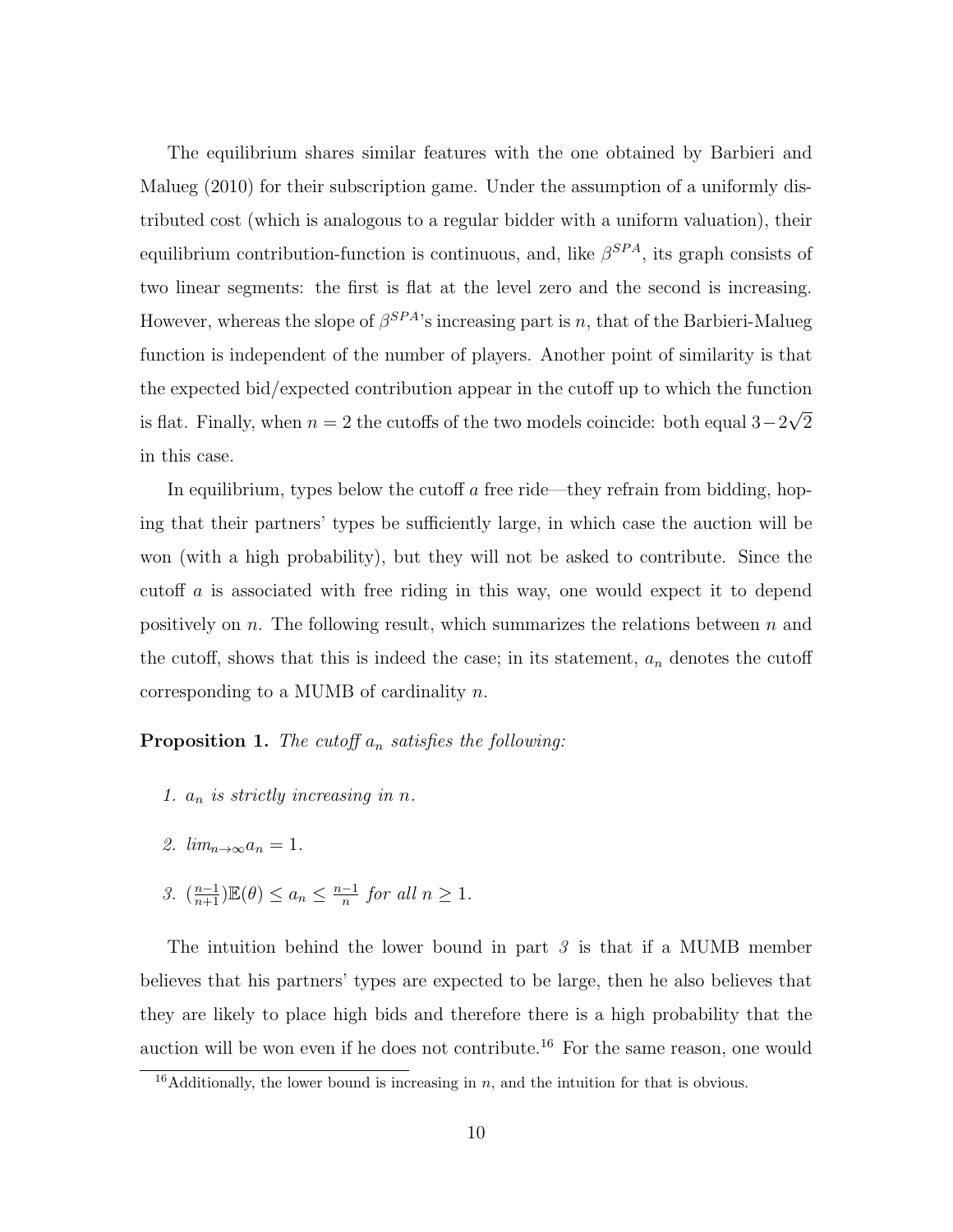The equilibrium shares similar features with the one obtained by Barbieri and Malueg (2010) for their subscription game. Under the assumption of a uniformly distributed cost (which is analogous to a regular bidder with a uniform valuation), their equilibrium contribution-function is continuous, and, like $\beta^{SPA}$, its graph consists of two linear segments: the first is flat at the level zero and the second is increasing. However, whereas the slope of $\beta^{SPA}$'s increasing part is $n$, that of the Barbieri-Malueg function is independent of the number of players. Another point of similarity is that the expected bid/expected contribution appear in the cutoff up to which the function is flat. Finally, when $n = 2$ the cutoffs of the two models coincide: both equal $3-2\sqrt{2}$ in this case.

In equilibrium, types below the cutoff $a$ free ride—they refrain from bidding, hoping that their partners' types be sufficiently large, in which case the auction will be won (with a high probability), but they will not be asked to contribute. Since the cutoff $a$ is associated with free riding in this way, one would expect it to depend positively on $n$. The following result, which summarizes the relations between $n$ and the cutoff, shows that this is indeed the case; in its statement, $a_n$ denotes the cutoff corresponding to a MUMB of cardinality $n$.

**Proposition 1.** *The cutoff $a_n$ satisfies the following:*

1. *$a_n$ is strictly increasing in $n$.*
2. *$lim_{n\to\infty} a_n = 1$.*
3. *$(\frac{n-1}{n+1})\mathbb{E}(\theta) \leq a_n \leq \frac{n-1}{n}$ for all $n \geq 1$.*

The intuition behind the lower bound in part *3* is that if a MUMB member believes that his partners' types are expected to be large, then he also believes that they are likely to place high bids and therefore there is a high probability that the auction will be won even if he does not contribute.[16] For the same reason, one would

[16]Additionally, the lower bound is increasing in $n$, and the intuition for that is obvious.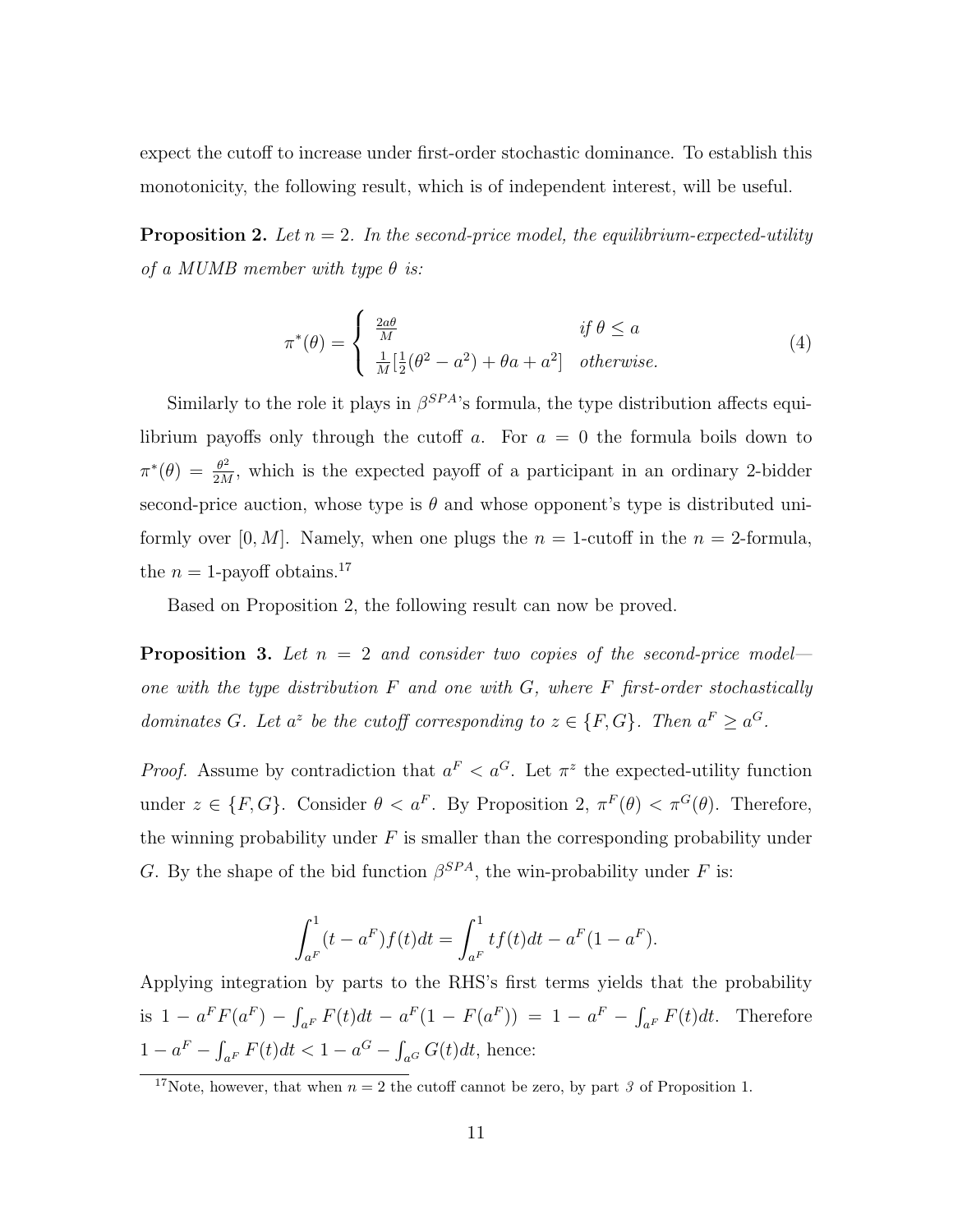expect the cutoff to increase under first-order stochastic dominance. To establish this monotonicity, the following result, which is of independent interest, will be useful.

**Proposition 2.** *Let $n = 2$. In the second-price model, the equilibrium-expected-utility of a MUMB member with type $\theta$ is:*

$$\pi^*(\theta) = \begin{cases} \frac{2a\theta}{M} & \text{if } \theta \leq a \\ \frac{1}{M}[\frac{1}{2}(\theta^2 - a^2) + \theta a + a^2] & \text{otherwise.} \end{cases} \tag{4}$$

Similarly to the role it plays in $\beta^{SPA}$'s formula, the type distribution affects equilibrium payoffs only through the cutoff $a$. For $a = 0$ the formula boils down to $\pi^*(\theta) = \frac{\theta^2}{2M}$, which is the expected payoff of a participant in an ordinary 2-bidder second-price auction, whose type is $\theta$ and whose opponent's type is distributed uniformly over $[0, M]$. Namely, when one plugs the $n = 1$-cutoff in the $n = 2$-formula, the $n = 1$-payoff obtains.[17]

Based on Proposition 2, the following result can now be proved.

**Proposition 3.** *Let $n = 2$ and consider two copies of the second-price model—one with the type distribution $F$ and one with $G$, where $F$ first-order stochastically dominates $G$. Let $a^z$ be the cutoff corresponding to $z \in \{F, G\}$. Then $a^F \geq a^G$.*

*Proof.* Assume by contradiction that $a^F < a^G$. Let $\pi^z$ the expected-utility function under $z \in \{F, G\}$. Consider $\theta < a^F$. By Proposition 2, $\pi^F(\theta) < \pi^G(\theta)$. Therefore, the winning probability under $F$ is smaller than the corresponding probability under $G$. By the shape of the bid function $\beta^{SPA}$, the win-probability under $F$ is:

$$\int_{a^F}^{1} (t - a^F) f(t) dt = \int_{a^F}^{1} t f(t) dt - a^F(1 - a^F).$$

Applying integration by parts to the RHS's first terms yields that the probability is $1 - a^F F(a^F) - \int_{a^F} F(t)dt - a^F(1 - F(a^F)) = 1 - a^F - \int_{a^F} F(t)dt$. Therefore $1 - a^F - \int_{a^F} F(t)dt < 1 - a^G - \int_{a^G} G(t)dt$, hence:

[17] Note, however, that when $n = 2$ the cutoff cannot be zero, by part *3* of Proposition 1.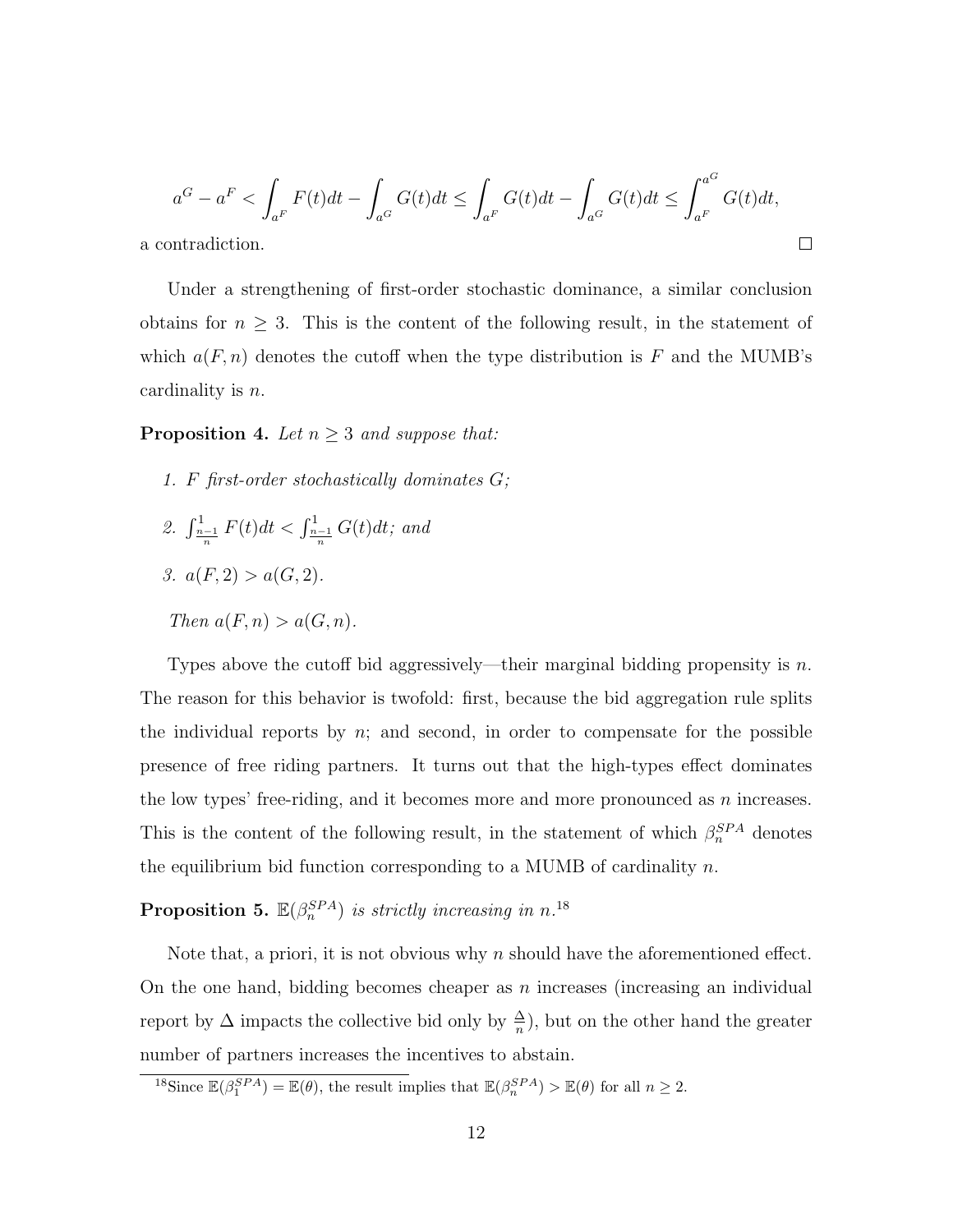$$a^G - a^F < \int_{a^F} F(t)dt - \int_{a^G} G(t)dt \leq \int_{a^F} G(t)dt - \int_{a^G} G(t)dt \leq \int_{a^F}^{a^G} G(t)dt,$$

a contradiction. □

Under a strengthening of first-order stochastic dominance, a similar conclusion obtains for $n \geq 3$. This is the content of the following result, in the statement of which $a(F, n)$ denotes the cutoff when the type distribution is $F$ and the MUMB's cardinality is $n$.

**Proposition 4.** *Let $n \geq 3$ and suppose that:*

1. *$F$ first-order stochastically dominates $G$;*
2. *$\int_{\frac{n-1}{n}}^{1} F(t)dt < \int_{\frac{n-1}{n}}^{1} G(t)dt$; and*
3. *$a(F, 2) > a(G, 2)$.*

*Then $a(F, n) > a(G, n)$.*

Types above the cutoff bid aggressively—their marginal bidding propensity is $n$. The reason for this behavior is twofold: first, because the bid aggregation rule splits the individual reports by $n$; and second, in order to compensate for the possible presence of free riding partners. It turns out that the high-types effect dominates the low types' free-riding, and it becomes more and more pronounced as $n$ increases. This is the content of the following result, in the statement of which $\beta_n^{SPA}$ denotes the equilibrium bid function corresponding to a MUMB of cardinality $n$.

**Proposition 5.** *$\mathbb{E}(\beta_n^{SPA})$ is strictly increasing in $n$.*[18]

Note that, a priori, it is not obvious why $n$ should have the aforementioned effect. On the one hand, bidding becomes cheaper as $n$ increases (increasing an individual report by $\Delta$ impacts the collective bid only by $\frac{\Delta}{n}$), but on the other hand the greater number of partners increases the incentives to abstain.

[18] Since $\mathbb{E}(\beta_1^{SPA}) = \mathbb{E}(\theta)$, the result implies that $\mathbb{E}(\beta_n^{SPA}) > \mathbb{E}(\theta)$ for all $n \geq 2$.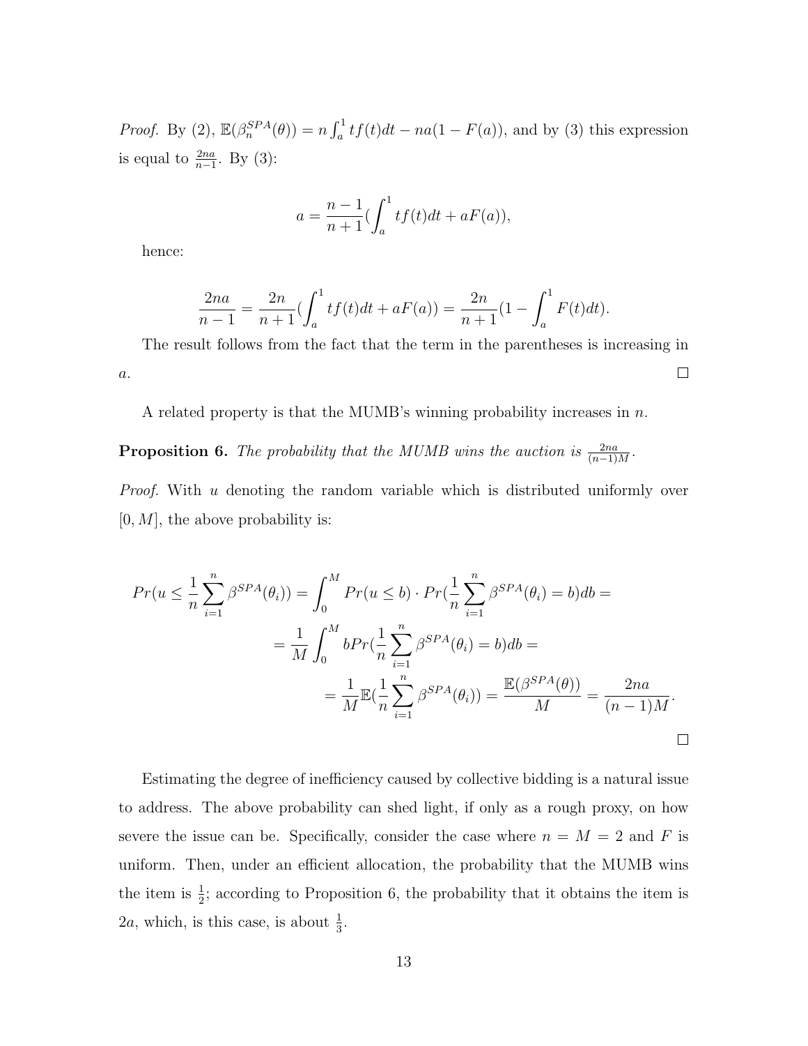*Proof.* By (2), $\mathbb{E}(\beta_n^{SPA}(\theta)) = n\int_a^1 tf(t)dt - na(1-F(a))$, and by (3) this expression is equal to $\frac{2na}{n-1}$. By (3):

$$a = \frac{n-1}{n+1}(\int_a^1 tf(t)dt + aF(a)),$$

hence:

$$\frac{2na}{n-1} = \frac{2n}{n+1}(\int_a^1 tf(t)dt + aF(a)) = \frac{2n}{n+1}(1 - \int_a^1 F(t)dt).$$

The result follows from the fact that the term in the parentheses is increasing in $a$. □

A related property is that the MUMB's winning probability increases in $n$.

**Proposition 6.** *The probability that the MUMB wins the auction is* $\frac{2na}{(n-1)M}$.

*Proof.* With $u$ denoting the random variable which is distributed uniformly over $[0, M]$, the above probability is:

$$Pr(u \leq \frac{1}{n}\sum_{i=1}^{n}\beta^{SPA}(\theta_i)) = \int_0^M Pr(u \leq b) \cdot Pr(\frac{1}{n}\sum_{i=1}^{n}\beta^{SPA}(\theta_i) = b)db =$$

$$= \frac{1}{M}\int_0^M bPr(\frac{1}{n}\sum_{i=1}^{n}\beta^{SPA}(\theta_i) = b)db =$$

$$= \frac{1}{M}\mathbb{E}(\frac{1}{n}\sum_{i=1}^{n}\beta^{SPA}(\theta_i)) = \frac{\mathbb{E}(\beta^{SPA}(\theta))}{M} = \frac{2na}{(n-1)M}.$$

□

Estimating the degree of inefficiency caused by collective bidding is a natural issue to address. The above probability can shed light, if only as a rough proxy, on how severe the issue can be. Specifically, consider the case where $n = M = 2$ and $F$ is uniform. Then, under an efficient allocation, the probability that the MUMB wins the item is $\frac{1}{2}$; according to Proposition 6, the probability that it obtains the item is $2a$, which, is this case, is about $\frac{1}{3}$.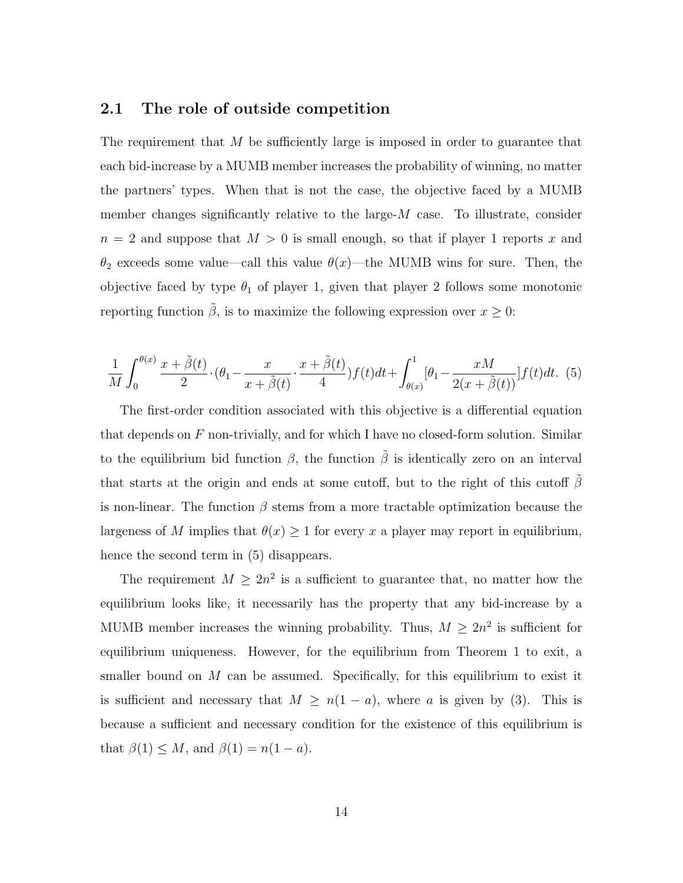## 2.1 The role of outside competition

The requirement that $M$ be sufficiently large is imposed in order to guarantee that each bid-increase by a MUMB member increases the probability of winning, no matter the partners' types. When that is not the case, the objective faced by a MUMB member changes significantly relative to the large-$M$ case. To illustrate, consider $n = 2$ and suppose that $M > 0$ is small enough, so that if player 1 reports $x$ and $\theta_2$ exceeds some value—call this value $\theta(x)$—the MUMB wins for sure. Then, the objective faced by type $\theta_1$ of player 1, given that player 2 follows some monotonic reporting function $\tilde{\beta}$, is to maximize the following expression over $x \geq 0$:

$$\frac{1}{M}\int_0^{\theta(x)} \frac{x+\tilde{\beta}(t)}{2} \cdot (\theta_1 - \frac{x}{x+\tilde{\beta}(t)} \cdot \frac{x+\tilde{\beta}(t)}{4}) f(t)dt + \int_{\theta(x)}^{1} [\theta_1 - \frac{xM}{2(x+\tilde{\beta}(t))}] f(t)dt. \quad (5)$$

The first-order condition associated with this objective is a differential equation that depends on $F$ non-trivially, and for which I have no closed-form solution. Similar to the equilibrium bid function $\beta$, the function $\tilde{\beta}$ is identically zero on an interval that starts at the origin and ends at some cutoff, but to the right of this cutoff $\tilde{\beta}$ is non-linear. The function $\beta$ stems from a more tractable optimization because the largeness of $M$ implies that $\theta(x) \geq 1$ for every $x$ a player may report in equilibrium, hence the second term in (5) disappears.

The requirement $M \geq 2n^2$ is a sufficient to guarantee that, no matter how the equilibrium looks like, it necessarily has the property that any bid-increase by a MUMB member increases the winning probability. Thus, $M \geq 2n^2$ is sufficient for equilibrium uniqueness. However, for the equilibrium from Theorem 1 to exit, a smaller bound on $M$ can be assumed. Specifically, for this equilibrium to exist it is sufficient and necessary that $M \geq n(1 - a)$, where $a$ is given by (3). This is because a sufficient and necessary condition for the existence of this equilibrium is that $\beta(1) \leq M$, and $\beta(1) = n(1 - a)$.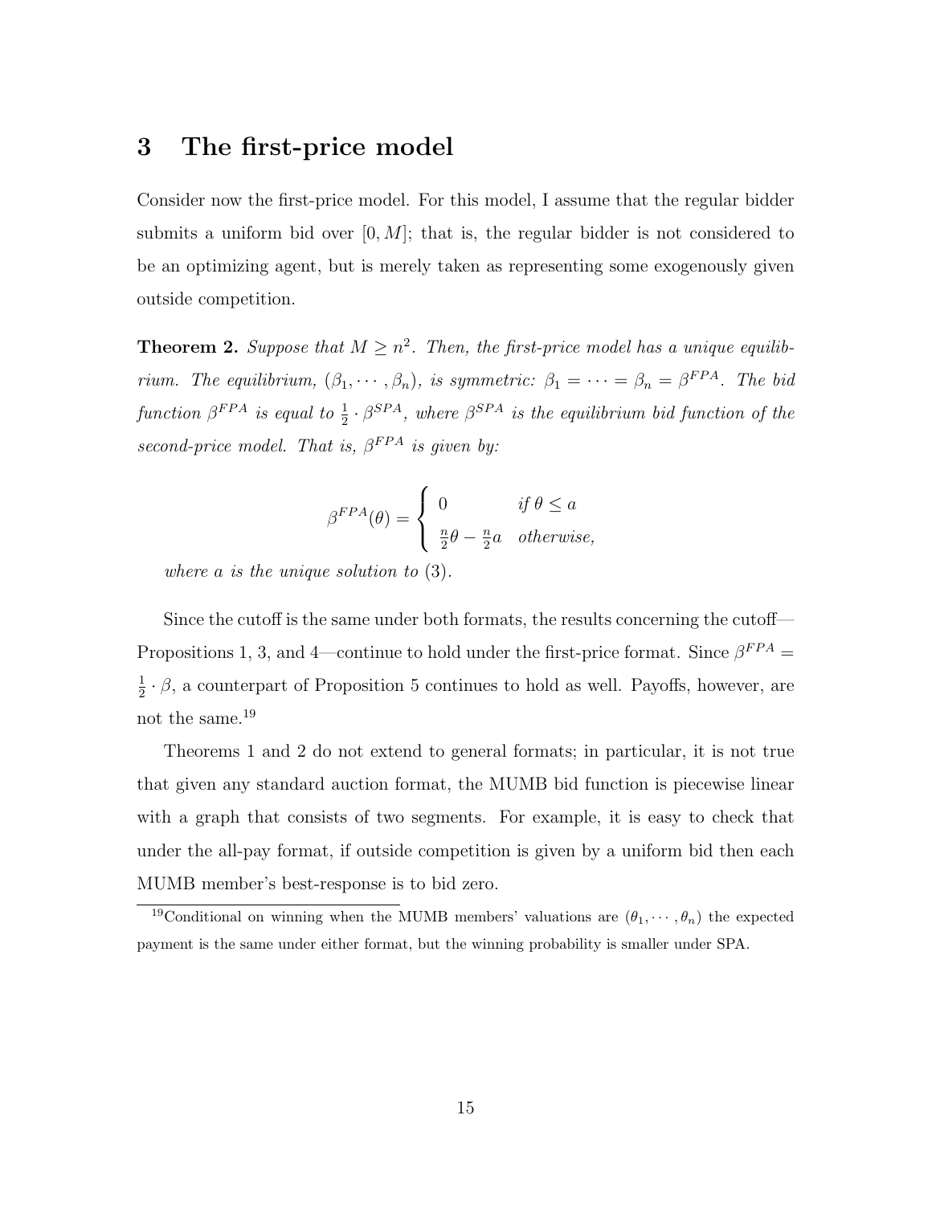# 3 The first-price model

Consider now the first-price model. For this model, I assume that the regular bidder submits a uniform bid over $[0, M]$; that is, the regular bidder is not considered to be an optimizing agent, but is merely taken as representing some exogenously given outside competition.

**Theorem 2.** *Suppose that $M \geq n^2$. Then, the first-price model has a unique equilibrium. The equilibrium, $(\beta_1, \cdots, \beta_n)$, is symmetric: $\beta_1 = \cdots = \beta_n = \beta^{FPA}$. The bid function $\beta^{FPA}$ is equal to $\frac{1}{2} \cdot \beta^{SPA}$, where $\beta^{SPA}$ is the equilibrium bid function of the second-price model. That is, $\beta^{FPA}$ is given by:*

$$\beta^{FPA}(\theta) = \begin{cases} 0 & \text{if } \theta \leq a \\ \frac{n}{2}\theta - \frac{n}{2}a & \text{otherwise,} \end{cases}$$

*where $a$ is the unique solution to* (3).

Since the cutoff is the same under both formats, the results concerning the cutoff—Propositions 1, 3, and 4—continue to hold under the first-price format. Since $\beta^{FPA} = \frac{1}{2} \cdot \beta$, a counterpart of Proposition 5 continues to hold as well. Payoffs, however, are not the same.[19]

Theorems 1 and 2 do not extend to general formats; in particular, it is not true that given any standard auction format, the MUMB bid function is piecewise linear with a graph that consists of two segments. For example, it is easy to check that under the all-pay format, if outside competition is given by a uniform bid then each MUMB member's best-response is to bid zero.

[19] Conditional on winning when the MUMB members' valuations are $(\theta_1, \cdots, \theta_n)$ the expected payment is the same under either format, but the winning probability is smaller under SPA.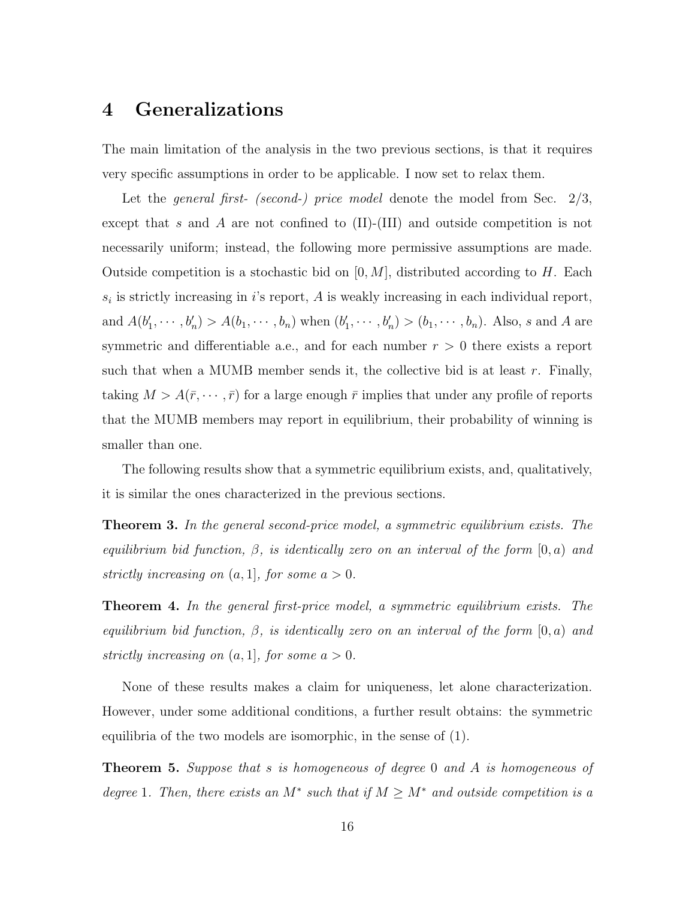## 4 Generalizations

The main limitation of the analysis in the two previous sections, is that it requires very specific assumptions in order to be applicable. I now set to relax them.

Let the *general first- (second-) price model* denote the model from Sec. 2/3, except that $s$ and $A$ are not confined to (II)-(III) and outside competition is not necessarily uniform; instead, the following more permissive assumptions are made. Outside competition is a stochastic bid on $[0, M]$, distributed according to $H$. Each $s_i$ is strictly increasing in $i$'s report, $A$ is weakly increasing in each individual report, and $A(b'_1, \cdots, b'_n) > A(b_1, \cdots, b_n)$ when $(b'_1, \cdots, b'_n) > (b_1, \cdots, b_n)$. Also, $s$ and $A$ are symmetric and differentiable a.e., and for each number $r > 0$ there exists a report such that when a MUMB member sends it, the collective bid is at least $r$. Finally, taking $M > A(\bar{r}, \cdots, \bar{r})$ for a large enough $\bar{r}$ implies that under any profile of reports that the MUMB members may report in equilibrium, their probability of winning is smaller than one.

The following results show that a symmetric equilibrium exists, and, qualitatively, it is similar the ones characterized in the previous sections.

**Theorem 3.** *In the general second-price model, a symmetric equilibrium exists. The equilibrium bid function, $\beta$, is identically zero on an interval of the form $[0, a)$ and strictly increasing on $(a, 1]$, for some $a > 0$.*

**Theorem 4.** *In the general first-price model, a symmetric equilibrium exists. The equilibrium bid function, $\beta$, is identically zero on an interval of the form $[0, a)$ and strictly increasing on $(a, 1]$, for some $a > 0$.*

None of these results makes a claim for uniqueness, let alone characterization. However, under some additional conditions, a further result obtains: the symmetric equilibria of the two models are isomorphic, in the sense of (1).

**Theorem 5.** *Suppose that $s$ is homogeneous of degree $0$ and $A$ is homogeneous of degree $1$. Then, there exists an $M^*$ such that if $M \geq M^*$ and outside competition is a*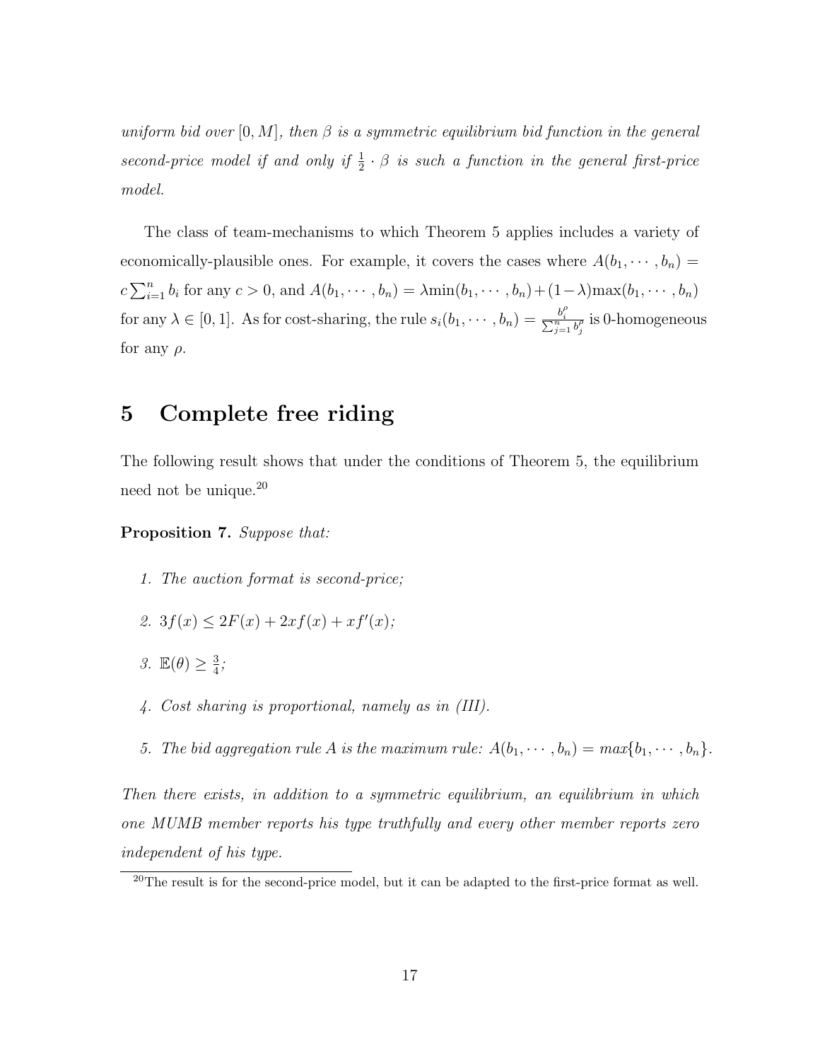*uniform bid over $[0, M]$, then $\beta$ is a symmetric equilibrium bid function in the general second-price model if and only if $\frac{1}{2} \cdot \beta$ is such a function in the general first-price model.*

The class of team-mechanisms to which Theorem 5 applies includes a variety of economically-plausible ones. For example, it covers the cases where $A(b_1, \cdots, b_n) = c\sum_{i=1}^{n} b_i$ for any $c > 0$, and $A(b_1, \cdots, b_n) = \lambda \min(b_1, \cdots, b_n) + (1-\lambda)\max(b_1, \cdots, b_n)$ for any $\lambda \in [0, 1]$. As for cost-sharing, the rule $s_i(b_1, \cdots, b_n) = \frac{b_i^\rho}{\sum_{j=1}^{n} b_j^\rho}$ is 0-homogeneous for any $\rho$.

# 5 Complete free riding

The following result shows that under the conditions of Theorem 5, the equilibrium need not be unique.[20]

**Proposition 7.** *Suppose that:*

1. *The auction format is second-price;*
2. $3f(x) \leq 2F(x) + 2xf(x) + xf'(x)$*;*
3. $\mathbb{E}(\theta) \geq \frac{3}{4}$*;*
4. *Cost sharing is proportional, namely as in (III).*
5. *The bid aggregation rule $A$ is the maximum rule: $A(b_1, \cdots, b_n) = max\{b_1, \cdots, b_n\}$.*

*Then there exists, in addition to a symmetric equilibrium, an equilibrium in which one MUMB member reports his type truthfully and every other member reports zero independent of his type.*

[20] The result is for the second-price model, but it can be adapted to the first-price format as well.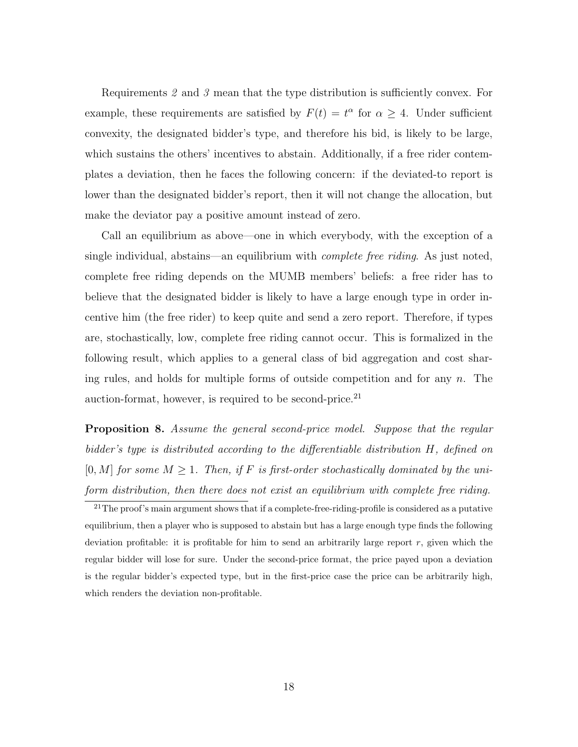Requirements *2* and *3* mean that the type distribution is sufficiently convex. For example, these requirements are satisfied by $F(t) = t^\alpha$ for $\alpha \geq 4$. Under sufficient convexity, the designated bidder's type, and therefore his bid, is likely to be large, which sustains the others' incentives to abstain. Additionally, if a free rider contemplates a deviation, then he faces the following concern: if the deviated-to report is lower than the designated bidder's report, then it will not change the allocation, but make the deviator pay a positive amount instead of zero.

Call an equilibrium as above—one in which everybody, with the exception of a single individual, abstains—an equilibrium with *complete free riding*. As just noted, complete free riding depends on the MUMB members' beliefs: a free rider has to believe that the designated bidder is likely to have a large enough type in order incentive him (the free rider) to keep quite and send a zero report. Therefore, if types are, stochastically, low, complete free riding cannot occur. This is formalized in the following result, which applies to a general class of bid aggregation and cost sharing rules, and holds for multiple forms of outside competition and for any $n$. The auction-format, however, is required to be second-price.[21]

**Proposition 8.** *Assume the general second-price model. Suppose that the regular bidder's type is distributed according to the differentiable distribution $H$, defined on $[0, M]$ for some $M \geq 1$. Then, if $F$ is first-order stochastically dominated by the uniform distribution, then there does not exist an equilibrium with complete free riding.*

[21] The proof's main argument shows that if a complete-free-riding-profile is considered as a putative equilibrium, then a player who is supposed to abstain but has a large enough type finds the following deviation profitable: it is profitable for him to send an arbitrarily large report $r$, given which the regular bidder will lose for sure. Under the second-price format, the price payed upon a deviation is the regular bidder's expected type, but in the first-price case the price can be arbitrarily high, which renders the deviation non-profitable.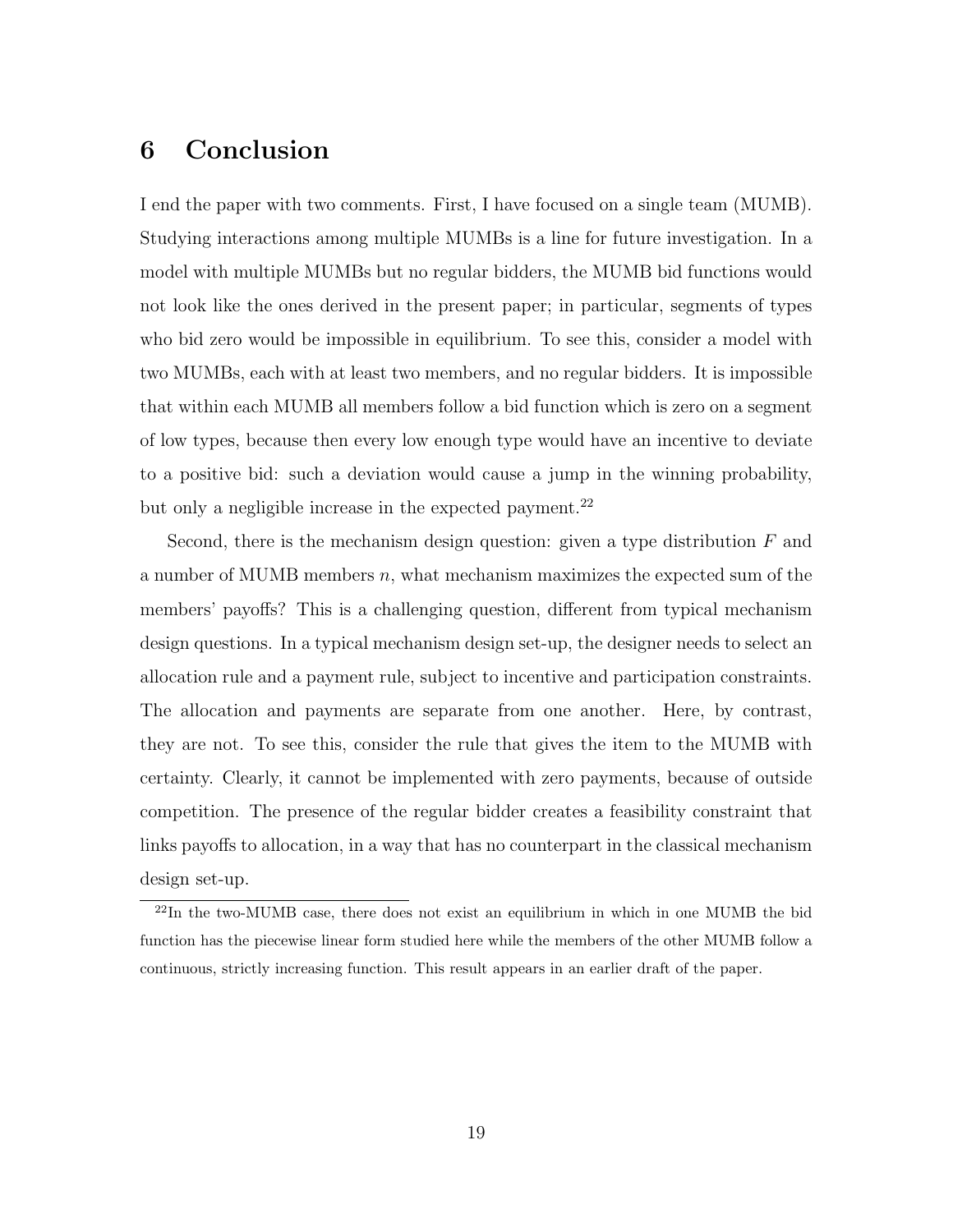# 6 Conclusion

I end the paper with two comments. First, I have focused on a single team (MUMB). Studying interactions among multiple MUMBs is a line for future investigation. In a model with multiple MUMBs but no regular bidders, the MUMB bid functions would not look like the ones derived in the present paper; in particular, segments of types who bid zero would be impossible in equilibrium. To see this, consider a model with two MUMBs, each with at least two members, and no regular bidders. It is impossible that within each MUMB all members follow a bid function which is zero on a segment of low types, because then every low enough type would have an incentive to deviate to a positive bid: such a deviation would cause a jump in the winning probability, but only a negligible increase in the expected payment.[22]

Second, there is the mechanism design question: given a type distribution $F$ and a number of MUMB members $n$, what mechanism maximizes the expected sum of the members' payoffs? This is a challenging question, different from typical mechanism design questions. In a typical mechanism design set-up, the designer needs to select an allocation rule and a payment rule, subject to incentive and participation constraints. The allocation and payments are separate from one another. Here, by contrast, they are not. To see this, consider the rule that gives the item to the MUMB with certainty. Clearly, it cannot be implemented with zero payments, because of outside competition. The presence of the regular bidder creates a feasibility constraint that links payoffs to allocation, in a way that has no counterpart in the classical mechanism design set-up.

[22] In the two-MUMB case, there does not exist an equilibrium in which in one MUMB the bid function has the piecewise linear form studied here while the members of the other MUMB follow a continuous, strictly increasing function. This result appears in an earlier draft of the paper.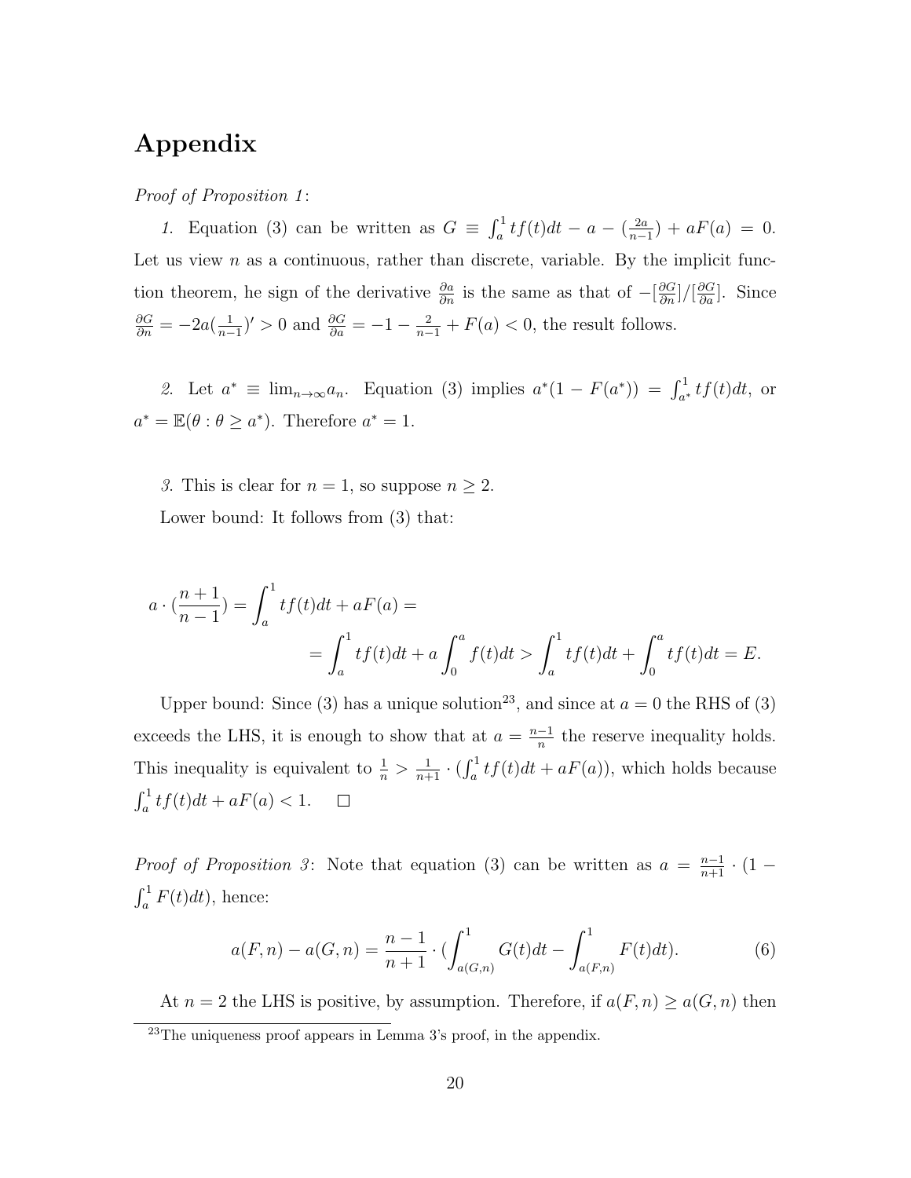# Appendix

*Proof of Proposition 1*:

*1.* Equation (3) can be written as $G \equiv \int_a^1 tf(t)dt - a - (\frac{2a}{n-1}) + aF(a) = 0$. Let us view $n$ as a continuous, rather than discrete, variable. By the implicit function theorem, he sign of the derivative $\frac{\partial a}{\partial n}$ is the same as that of $-[\frac{\partial G}{\partial n}]/[\frac{\partial G}{\partial a}]$. Since $\frac{\partial G}{\partial n} = -2a(\frac{1}{n-1})' > 0$ and $\frac{\partial G}{\partial a} = -1 - \frac{2}{n-1} + F(a) < 0$, the result follows.

*2.* Let $a^* \equiv \lim_{n\to\infty} a_n$. Equation (3) implies $a^*(1 - F(a^*)) = \int_{a^*}^1 tf(t)dt$, or $a^* = \mathbb{E}(\theta : \theta \geq a^*)$. Therefore $a^* = 1$.

*3.* This is clear for $n = 1$, so suppose $n \geq 2$.

Lower bound: It follows from (3) that:

$$a \cdot (\frac{n+1}{n-1}) = \int_a^1 tf(t)dt + aF(a) =$$

$$= \int_a^1 tf(t)dt + a\int_0^a f(t)dt > \int_a^1 tf(t)dt + \int_0^a tf(t)dt = E.$$

Upper bound: Since (3) has a unique solution[23], and since at $a = 0$ the RHS of (3) exceeds the LHS, it is enough to show that at $a = \frac{n-1}{n}$ the reserve inequality holds. This inequality is equivalent to $\frac{1}{n} > \frac{1}{n+1} \cdot (\int_a^1 tf(t)dt + aF(a))$, which holds because $\int_a^1 tf(t)dt + aF(a) < 1$. $\square$

*Proof of Proposition 3*: Note that equation (3) can be written as $a = \frac{n-1}{n+1} \cdot (1 - \int_a^1 F(t)dt)$, hence:

$$a(F,n) - a(G,n) = \frac{n-1}{n+1} \cdot (\int_{a(G,n)}^1 G(t)dt - \int_{a(F,n)}^1 F(t)dt). \tag{6}$$

At $n = 2$ the LHS is positive, by assumption. Therefore, if $a(F,n) \geq a(G,n)$ then

[23]The uniqueness proof appears in Lemma 3's proof, in the appendix.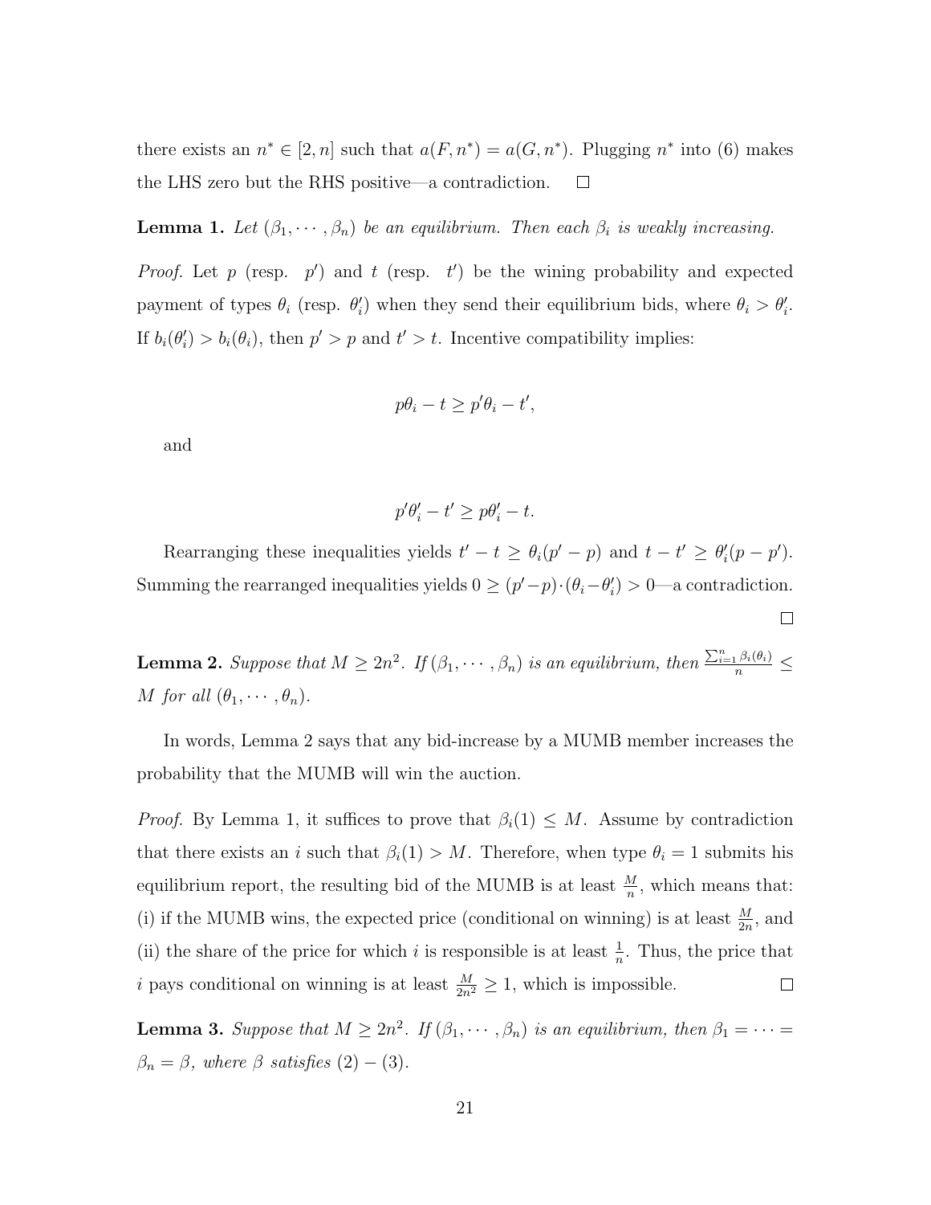there exists an $n^* \in [2, n]$ such that $a(F, n^*) = a(G, n^*)$. Plugging $n^*$ into (6) makes the LHS zero but the RHS positive—a contradiction. $\square$

**Lemma 1.** *Let $(\beta_1, \cdots, \beta_n)$ be an equilibrium. Then each $\beta_i$ is weakly increasing.*

*Proof.* Let $p$ (resp. $p'$) and $t$ (resp. $t'$) be the wining probability and expected payment of types $\theta_i$ (resp. $\theta_i'$) when they send their equilibrium bids, where $\theta_i > \theta_i'$. If $b_i(\theta_i') > b_i(\theta_i)$, then $p' > p$ and $t' > t$. Incentive compatibility implies:

$$p\theta_i - t \geq p'\theta_i - t',$$

and

$$p'\theta_i' - t' \geq p\theta_i' - t.$$

Rearranging these inequalities yields $t' - t \geq \theta_i(p' - p)$ and $t - t' \geq \theta_i'(p - p')$. Summing the rearranged inequalities yields $0 \geq (p' - p) \cdot (\theta_i - \theta_i') > 0$—a contradiction. $\square$

**Lemma 2.** *Suppose that $M \geq 2n^2$. If $(\beta_1, \cdots, \beta_n)$ is an equilibrium, then $\frac{\sum_{i=1}^n \beta_i(\theta_i)}{n} \leq M$ for all $(\theta_1, \cdots, \theta_n)$.*

In words, Lemma 2 says that any bid-increase by a MUMB member increases the probability that the MUMB will win the auction.

*Proof.* By Lemma 1, it suffices to prove that $\beta_i(1) \leq M$. Assume by contradiction that there exists an $i$ such that $\beta_i(1) > M$. Therefore, when type $\theta_i = 1$ submits his equilibrium report, the resulting bid of the MUMB is at least $\frac{M}{n}$, which means that: (i) if the MUMB wins, the expected price (conditional on winning) is at least $\frac{M}{2n}$, and (ii) the share of the price for which $i$ is responsible is at least $\frac{1}{n}$. Thus, the price that $i$ pays conditional on winning is at least $\frac{M}{2n^2} \geq 1$, which is impossible. $\square$

**Lemma 3.** *Suppose that $M \geq 2n^2$. If $(\beta_1, \cdots, \beta_n)$ is an equilibrium, then $\beta_1 = \cdots = \beta_n = \beta$, where $\beta$ satisfies (2) – (3).*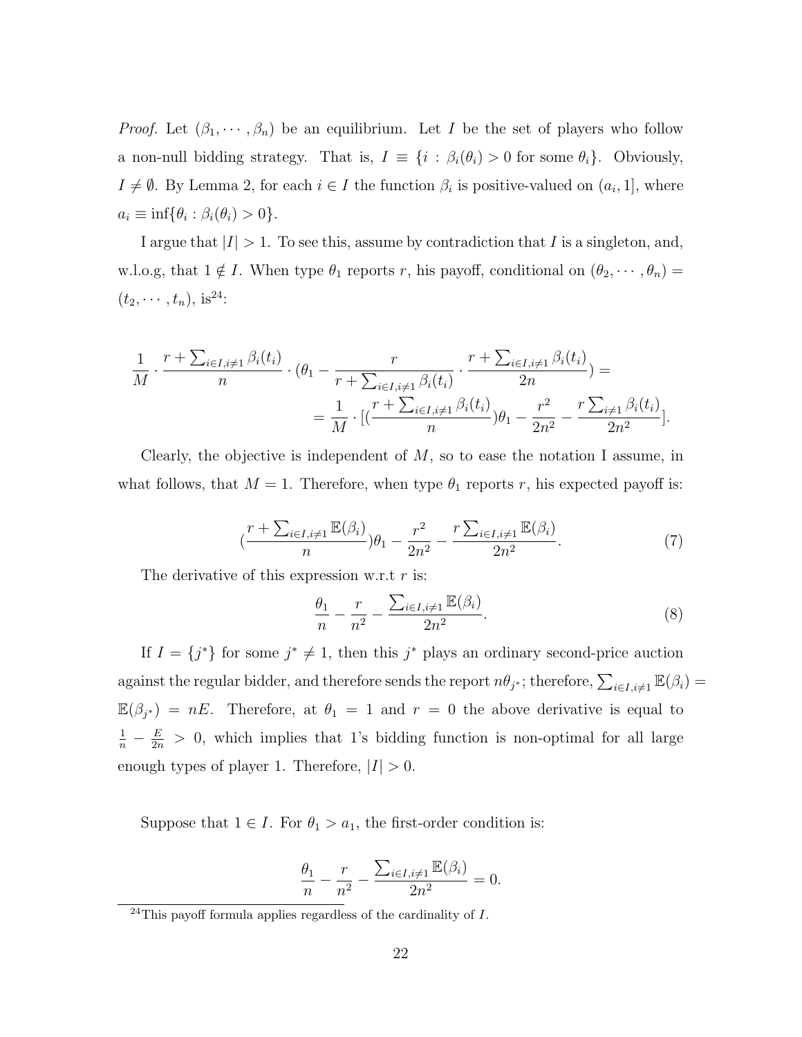*Proof.* Let $(\beta_1, \cdots, \beta_n)$ be an equilibrium. Let $I$ be the set of players who follow a non-null bidding strategy. That is, $I \equiv \{i : \beta_i(\theta_i) > 0 \text{ for some } \theta_i\}$. Obviously, $I \neq \emptyset$. By Lemma 2, for each $i \in I$ the function $\beta_i$ is positive-valued on $(a_i, 1]$, where $a_i \equiv \inf\{\theta_i : \beta_i(\theta_i) > 0\}$.

I argue that $|I| > 1$. To see this, assume by contradiction that $I$ is a singleton, and, w.l.o.g, that $1 \notin I$. When type $\theta_1$ reports $r$, his payoff, conditional on $(\theta_2, \cdots, \theta_n) = (t_2, \cdots, t_n)$, is[24]:

$$\frac{1}{M} \cdot \frac{r + \sum_{i \in I, i \neq 1} \beta_i(t_i)}{n} \cdot (\theta_1 - \frac{r}{r + \sum_{i \in I, i \neq 1} \beta_i(t_i)} \cdot \frac{r + \sum_{i \in I, i \neq 1} \beta_i(t_i)}{2n}) =$$

$$= \frac{1}{M} \cdot [(\frac{r + \sum_{i \in I, i \neq 1} \beta_i(t_i)}{n})\theta_1 - \frac{r^2}{2n^2} - \frac{r \sum_{i \neq 1} \beta_i(t_i)}{2n^2}].$$

Clearly, the objective is independent of $M$, so to ease the notation I assume, in what follows, that $M = 1$. Therefore, when type $\theta_1$ reports $r$, his expected payoff is:

$$(\frac{r + \sum_{i \in I, i \neq 1} \mathbb{E}(\beta_i)}{n})\theta_1 - \frac{r^2}{2n^2} - \frac{r \sum_{i \in I, i \neq 1} \mathbb{E}(\beta_i)}{2n^2}. \tag{7}$$

The derivative of this expression w.r.t $r$ is:

$$\frac{\theta_1}{n} - \frac{r}{n^2} - \frac{\sum_{i \in I, i \neq 1} \mathbb{E}(\beta_i)}{2n^2}. \tag{8}$$

If $I = \{j^*\}$ for some $j^* \neq 1$, then this $j^*$ plays an ordinary second-price auction against the regular bidder, and therefore sends the report $n\theta_{j^*}$; therefore, $\sum_{i \in I, i \neq 1} \mathbb{E}(\beta_i) = \mathbb{E}(\beta_{j^*}) = nE$. Therefore, at $\theta_1 = 1$ and $r = 0$ the above derivative is equal to $\frac{1}{n} - \frac{E}{2n} > 0$, which implies that 1's bidding function is non-optimal for all large enough types of player 1. Therefore, $|I| > 0$.

Suppose that $1 \in I$. For $\theta_1 > a_1$, the first-order condition is:

$$\frac{\theta_1}{n} - \frac{r}{n^2} - \frac{\sum_{i \in I, i \neq 1} \mathbb{E}(\beta_i)}{2n^2} = 0.$$

[24] This payoff formula applies regardless of the cardinality of $I$.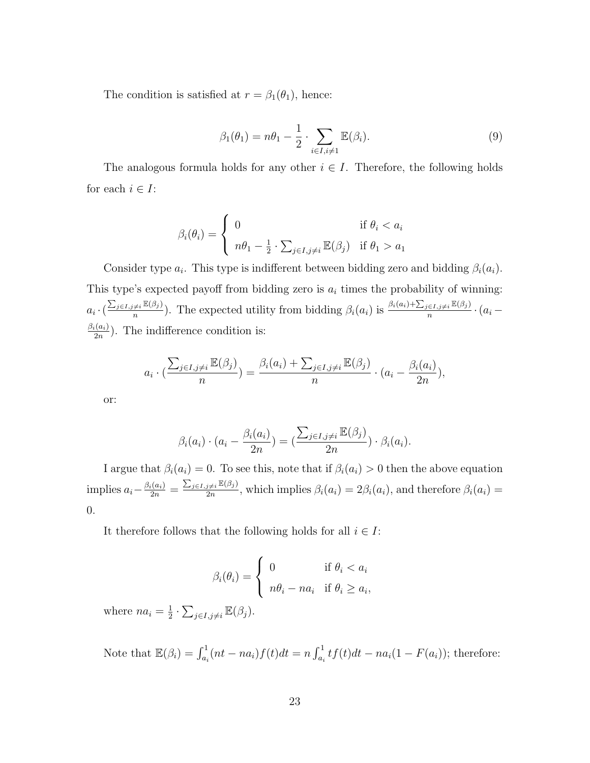The condition is satisfied at $r = \beta_1(\theta_1)$, hence:

$$\beta_1(\theta_1) = n\theta_1 - \frac{1}{2} \cdot \sum_{i \in I, i \neq 1} \mathbb{E}(\beta_i). \tag{9}$$

The analogous formula holds for any other $i \in I$. Therefore, the following holds for each $i \in I$:

$$\beta_i(\theta_i) = \begin{cases} 0 & \text{if } \theta_i < a_i \\ n\theta_1 - \frac{1}{2} \cdot \sum_{j \in I, j \neq i} \mathbb{E}(\beta_j) & \text{if } \theta_1 > a_1 \end{cases}$$

Consider type $a_i$. This type is indifferent between bidding zero and bidding $\beta_i(a_i)$. This type's expected payoff from bidding zero is $a_i$ times the probability of winning: $a_i \cdot (\frac{\sum_{j \in I, j \neq i} \mathbb{E}(\beta_j)}{n})$. The expected utility from bidding $\beta_i(a_i)$ is $\frac{\beta_i(a_i) + \sum_{j \in I, j \neq i} \mathbb{E}(\beta_j)}{n} \cdot (a_i - \frac{\beta_i(a_i)}{2n})$. The indifference condition is:

$$a_i \cdot (\frac{\sum_{j \in I, j \neq i} \mathbb{E}(\beta_j)}{n}) = \frac{\beta_i(a_i) + \sum_{j \in I, j \neq i} \mathbb{E}(\beta_j)}{n} \cdot (a_i - \frac{\beta_i(a_i)}{2n}),$$

or:

$$\beta_i(a_i) \cdot (a_i - \frac{\beta_i(a_i)}{2n}) = (\frac{\sum_{j \in I, j \neq i} \mathbb{E}(\beta_j)}{2n}) \cdot \beta_i(a_i).$$

I argue that $\beta_i(a_i) = 0$. To see this, note that if $\beta_i(a_i) > 0$ then the above equation implies $a_i - \frac{\beta_i(a_i)}{2n} = \frac{\sum_{j \in I, j \neq i} \mathbb{E}(\beta_j)}{2n}$, which implies $\beta_i(a_i) = 2\beta_i(a_i)$, and therefore $\beta_i(a_i) = 0$.

It therefore follows that the following holds for all $i \in I$:

$$\beta_i(\theta_i) = \begin{cases} 0 & \text{if } \theta_i < a_i \\ n\theta_i - na_i & \text{if } \theta_i \geq a_i, \end{cases}$$

where $na_i = \frac{1}{2} \cdot \sum_{j \in I, j \neq i} \mathbb{E}(\beta_j)$.

Note that $\mathbb{E}(\beta_i) = \int_{a_i}^{1} (nt - na_i) f(t) dt = n \int_{a_i}^{1} t f(t) dt - na_i(1 - F(a_i))$; therefore: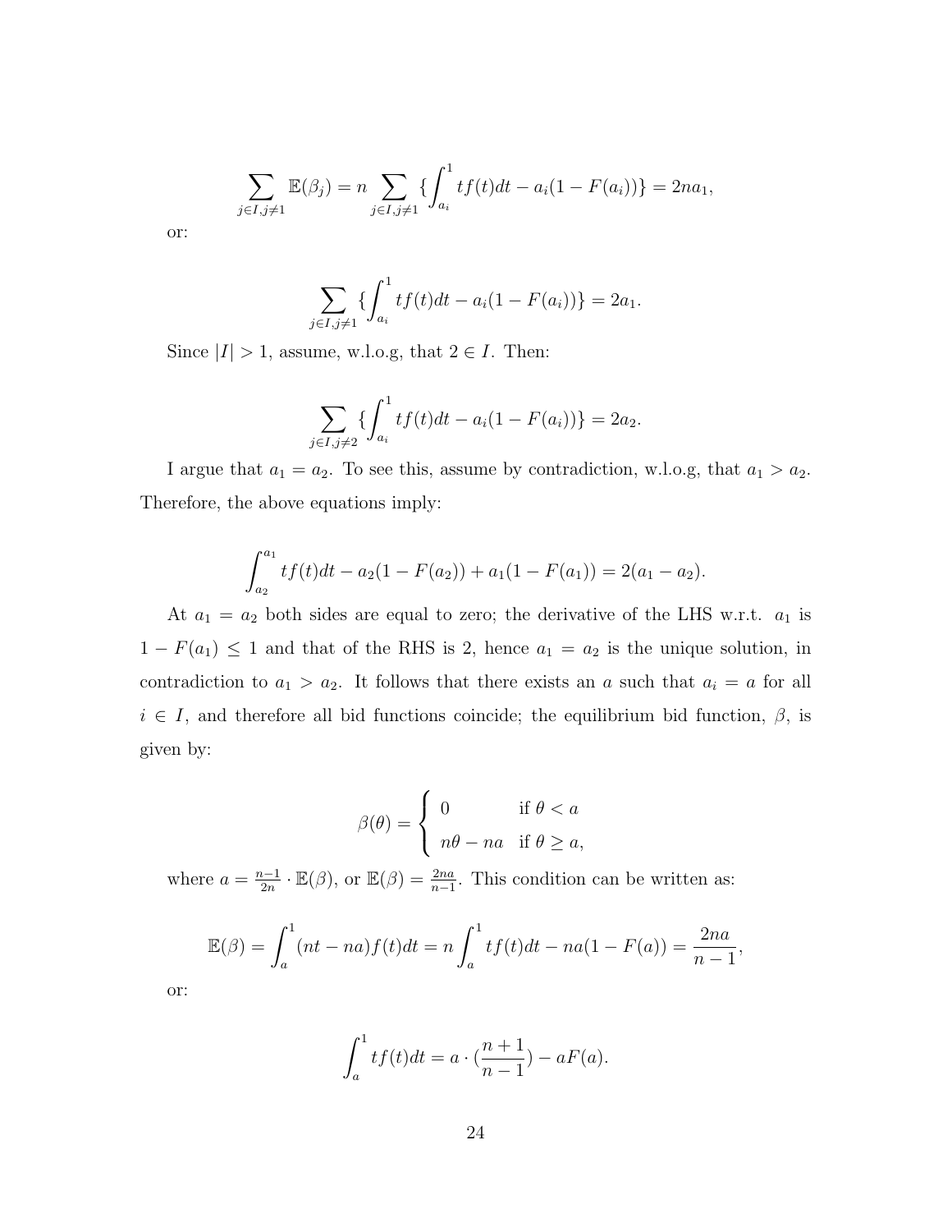$$\sum_{j\in I,j\neq 1}\mathbb{E}(\beta_j) = n\sum_{j\in I,j\neq 1}\{\int_{a_i}^{1} tf(t)dt - a_i(1-F(a_i))\} = 2na_1,$$

or:

$$\sum_{j\in I,j\neq 1}\{\int_{a_i}^{1} tf(t)dt - a_i(1-F(a_i))\} = 2a_1.$$

Since $|I| > 1$, assume, w.l.o.g, that $2 \in I$. Then:

$$\sum_{j\in I,j\neq 2}\{\int_{a_i}^{1} tf(t)dt - a_i(1-F(a_i))\} = 2a_2.$$

I argue that $a_1 = a_2$. To see this, assume by contradiction, w.l.o.g, that $a_1 > a_2$. Therefore, the above equations imply:

$$\int_{a_2}^{a_1} tf(t)dt - a_2(1-F(a_2)) + a_1(1-F(a_1)) = 2(a_1 - a_2).$$

At $a_1 = a_2$ both sides are equal to zero; the derivative of the LHS w.r.t. $a_1$ is $1 - F(a_1) \leq 1$ and that of the RHS is 2, hence $a_1 = a_2$ is the unique solution, in contradiction to $a_1 > a_2$. It follows that there exists an $a$ such that $a_i = a$ for all $i \in I$, and therefore all bid functions coincide; the equilibrium bid function, $\beta$, is given by:

$$\beta(\theta) = \begin{cases} 0 & \text{if } \theta < a \\ n\theta - na & \text{if } \theta \geq a, \end{cases}$$

where $a = \frac{n-1}{2n} \cdot \mathbb{E}(\beta)$, or $\mathbb{E}(\beta) = \frac{2na}{n-1}$. This condition can be written as:

$$\mathbb{E}(\beta) = \int_{a}^{1}(nt - na)f(t)dt = n\int_{a}^{1} tf(t)dt - na(1-F(a)) = \frac{2na}{n-1},$$

or:

$$\int_{a}^{1} tf(t)dt = a \cdot (\frac{n+1}{n-1}) - aF(a).$$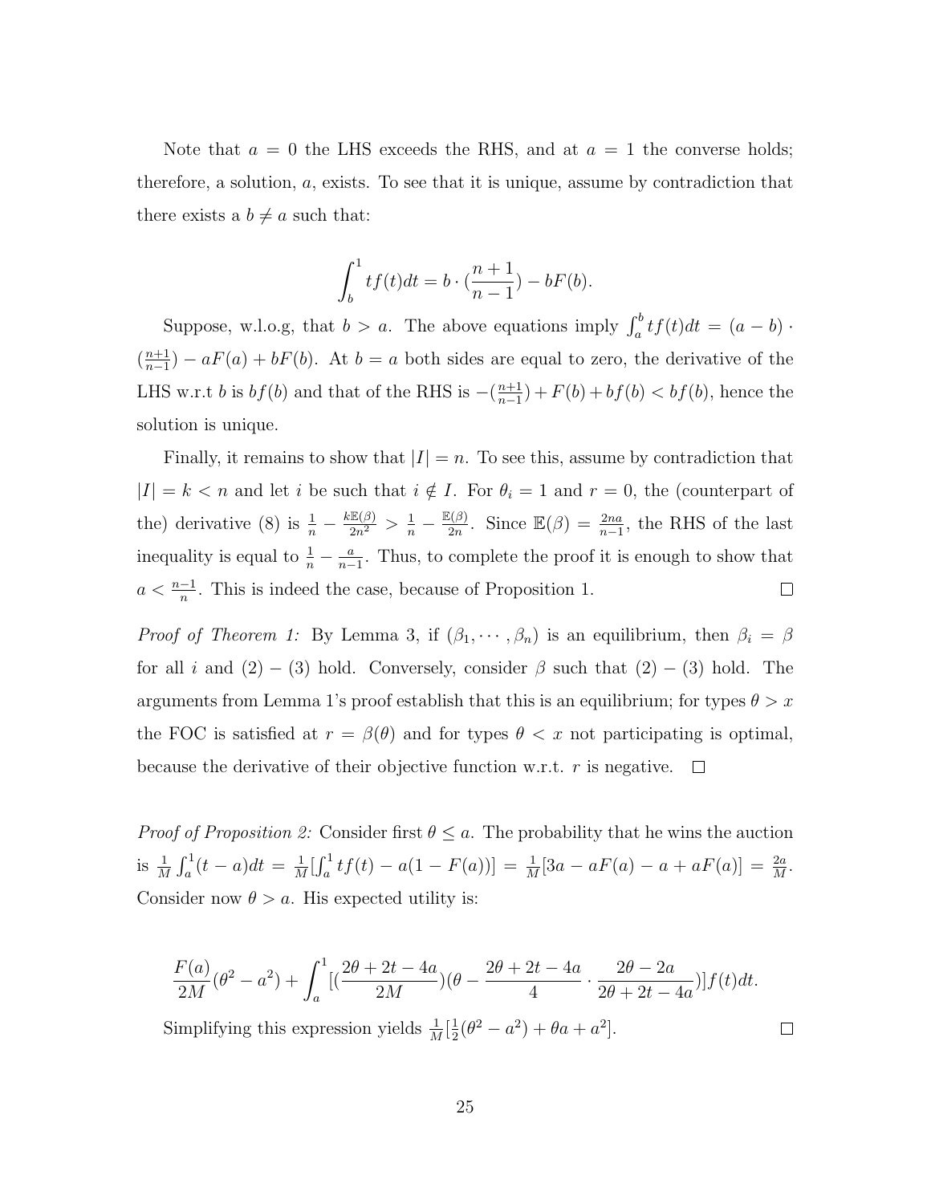Note that $a = 0$ the LHS exceeds the RHS, and at $a = 1$ the converse holds; therefore, a solution, $a$, exists. To see that it is unique, assume by contradiction that there exists a $b \neq a$ such that:

$$\int_b^1 tf(t)dt = b \cdot (\frac{n+1}{n-1}) - bF(b).$$

Suppose, w.l.o.g, that $b > a$. The above equations imply $\int_a^b tf(t)dt = (a - b) \cdot (\frac{n+1}{n-1}) - aF(a) + bF(b)$. At $b = a$ both sides are equal to zero, the derivative of the LHS w.r.t $b$ is $bf(b)$ and that of the RHS is $-(\frac{n+1}{n-1}) + F(b) + bf(b) < bf(b)$, hence the solution is unique.

Finally, it remains to show that $|I| = n$. To see this, assume by contradiction that $|I| = k < n$ and let $i$ be such that $i \notin I$. For $\theta_i = 1$ and $r = 0$, the (counterpart of the) derivative (8) is $\frac{1}{n} - \frac{k\mathbb{E}(\beta)}{2n^2} > \frac{1}{n} - \frac{\mathbb{E}(\beta)}{2n}$. Since $\mathbb{E}(\beta) = \frac{2na}{n-1}$, the RHS of the last inequality is equal to $\frac{1}{n} - \frac{a}{n-1}$. Thus, to complete the proof it is enough to show that $a < \frac{n-1}{n}$. This is indeed the case, because of Proposition 1. $\square$

*Proof of Theorem 1:* By Lemma 3, if $(\beta_1, \cdots, \beta_n)$ is an equilibrium, then $\beta_i = \beta$ for all $i$ and (2) – (3) hold. Conversely, consider $\beta$ such that (2) – (3) hold. The arguments from Lemma 1's proof establish that this is an equilibrium; for types $\theta > x$ the FOC is satisfied at $r = \beta(\theta)$ and for types $\theta < x$ not participating is optimal, because the derivative of their objective function w.r.t. $r$ is negative. $\square$

*Proof of Proposition 2:* Consider first $\theta \leq a$. The probability that he wins the auction is $\frac{1}{M}\int_a^1 (t - a)dt = \frac{1}{M}[\int_a^1 tf(t) - a(1 - F(a))] = \frac{1}{M}[3a - aF(a) - a + aF(a)] = \frac{2a}{M}$. Consider now $\theta > a$. His expected utility is:

$$\frac{F(a)}{2M}(\theta^2 - a^2) + \int_a^1 [(\frac{2\theta + 2t - 4a}{2M})(\theta - \frac{2\theta + 2t - 4a}{4} \cdot \frac{2\theta - 2a}{2\theta + 2t - 4a})]f(t)dt.$$

Simplifying this expression yields $\frac{1}{M}[\frac{1}{2}(\theta^2 - a^2) + \theta a + a^2]$. $\square$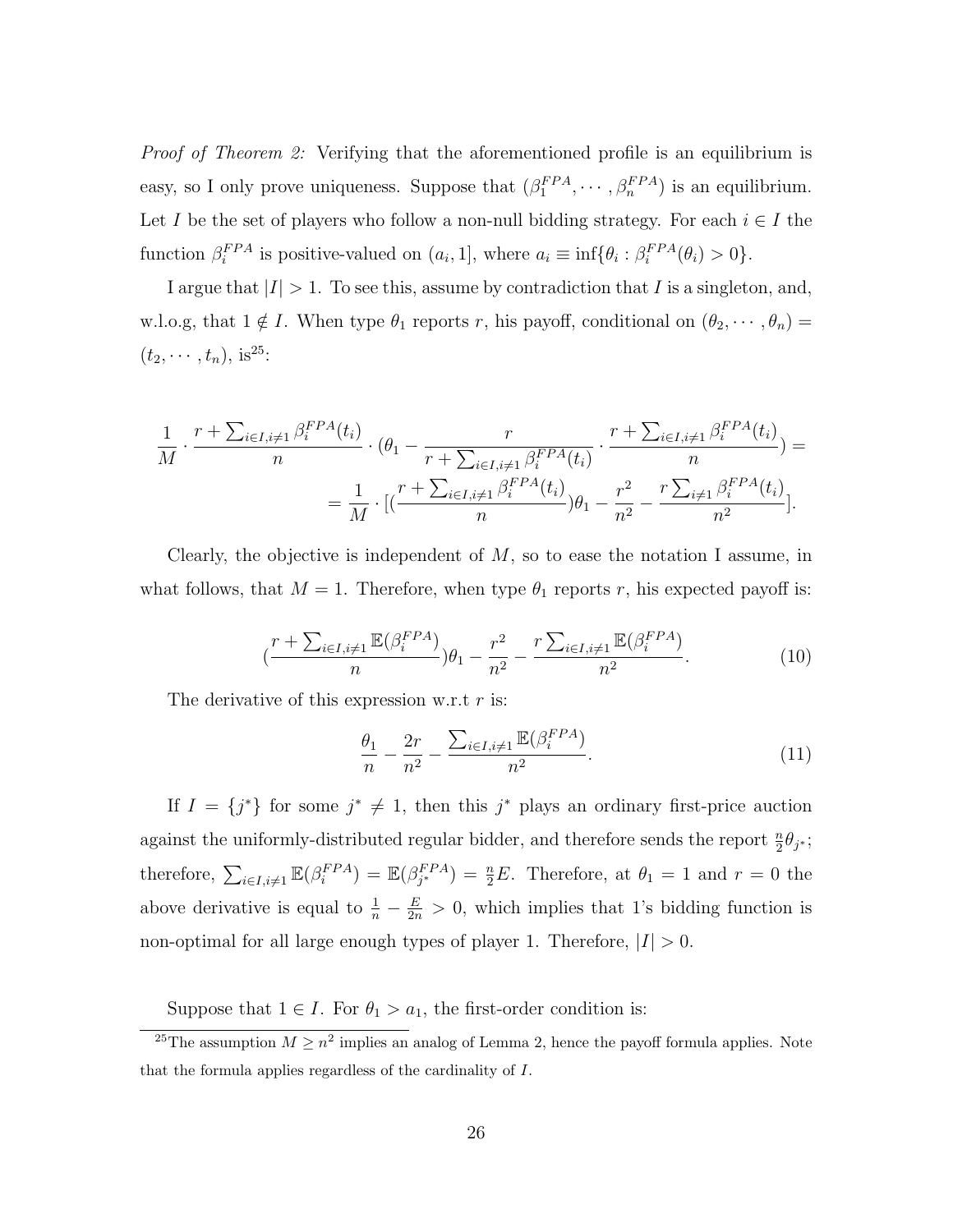*Proof of Theorem 2:* Verifying that the aforementioned profile is an equilibrium is easy, so I only prove uniqueness. Suppose that $(\beta_1^{FPA}, \cdots, \beta_n^{FPA})$ is an equilibrium. Let $I$ be the set of players who follow a non-null bidding strategy. For each $i \in I$ the function $\beta_i^{FPA}$ is positive-valued on $(a_i, 1]$, where $a_i \equiv \inf\{\theta_i : \beta_i^{FPA}(\theta_i) > 0\}$.

I argue that $|I| > 1$. To see this, assume by contradiction that $I$ is a singleton, and, w.l.o.g, that $1 \notin I$. When type $\theta_1$ reports $r$, his payoff, conditional on $(\theta_2, \cdots, \theta_n) = (t_2, \cdots, t_n)$, is[25]:

$$\frac{1}{M} \cdot \frac{r + \sum_{i \in I, i \neq 1} \beta_i^{FPA}(t_i)}{n} \cdot (\theta_1 - \frac{r}{r + \sum_{i \in I, i \neq 1} \beta_i^{FPA}(t_i)} \cdot \frac{r + \sum_{i \in I, i \neq 1} \beta_i^{FPA}(t_i)}{n}) =$$

$$= \frac{1}{M} \cdot [(\frac{r + \sum_{i \in I, i \neq 1} \beta_i^{FPA}(t_i)}{n})\theta_1 - \frac{r^2}{n^2} - \frac{r \sum_{i \neq 1} \beta_i^{FPA}(t_i)}{n^2}].$$

Clearly, the objective is independent of $M$, so to ease the notation I assume, in what follows, that $M = 1$. Therefore, when type $\theta_1$ reports $r$, his expected payoff is:

$$(\frac{r + \sum_{i \in I, i \neq 1} \mathbb{E}(\beta_i^{FPA})}{n})\theta_1 - \frac{r^2}{n^2} - \frac{r \sum_{i \in I, i \neq 1} \mathbb{E}(\beta_i^{FPA})}{n^2}. \tag{10}$$

The derivative of this expression w.r.t $r$ is:

$$\frac{\theta_1}{n} - \frac{2r}{n^2} - \frac{\sum_{i \in I, i \neq 1} \mathbb{E}(\beta_i^{FPA})}{n^2}. \tag{11}$$

If $I = \{j^*\}$ for some $j^* \neq 1$, then this $j^*$ plays an ordinary first-price auction against the uniformly-distributed regular bidder, and therefore sends the report $\frac{n}{2}\theta_{j^*}$; therefore, $\sum_{i \in I, i \neq 1} \mathbb{E}(\beta_i^{FPA}) = \mathbb{E}(\beta_{j^*}^{FPA}) = \frac{n}{2}E$. Therefore, at $\theta_1 = 1$ and $r = 0$ the above derivative is equal to $\frac{1}{n} - \frac{E}{2n} > 0$, which implies that 1's bidding function is non-optimal for all large enough types of player 1. Therefore, $|I| > 0$.

Suppose that $1 \in I$. For $\theta_1 > a_1$, the first-order condition is:

[25] The assumption $M \geq n^2$ implies an analog of Lemma 2, hence the payoff formula applies. Note that the formula applies regardless of the cardinality of $I$.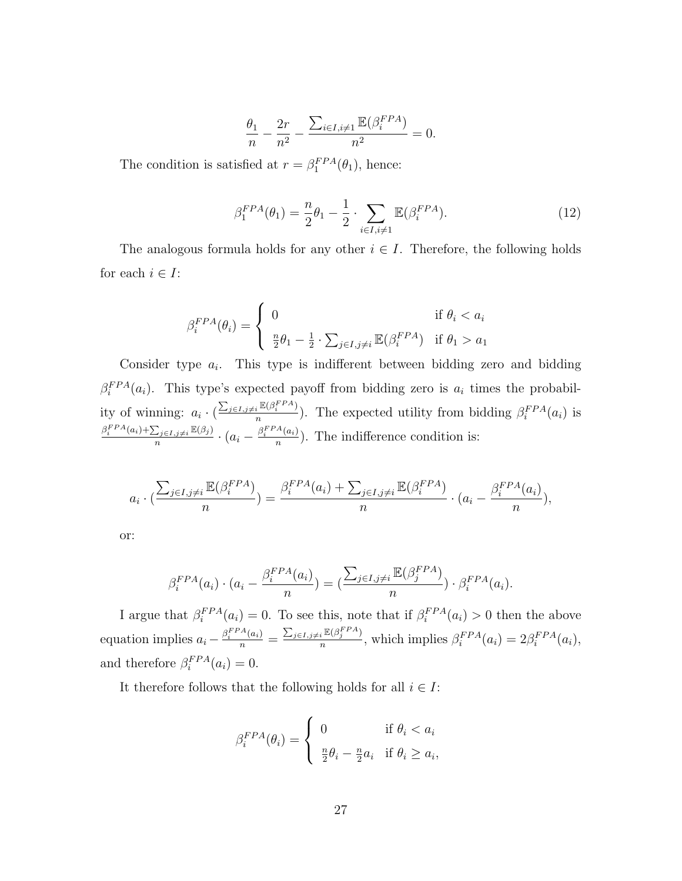$$\frac{\theta_1}{n} - \frac{2r}{n^2} - \frac{\sum_{i \in I, i \neq 1} \mathbb{E}(\beta_i^{FPA})}{n^2} = 0.$$

The condition is satisfied at $r = \beta_1^{FPA}(\theta_1)$, hence:

$$\beta_1^{FPA}(\theta_1) = \frac{n}{2}\theta_1 - \frac{1}{2} \cdot \sum_{i \in I, i \neq 1} \mathbb{E}(\beta_i^{FPA}). \tag{12}$$

The analogous formula holds for any other $i \in I$. Therefore, the following holds for each $i \in I$:

$$\beta_i^{FPA}(\theta_i) = \begin{cases} 0 & \text{if } \theta_i < a_i \\ \frac{n}{2}\theta_1 - \frac{1}{2} \cdot \sum_{j \in I, j \neq i} \mathbb{E}(\beta_i^{FPA}) & \text{if } \theta_1 > a_1 \end{cases}$$

Consider type $a_i$. This type is indifferent between bidding zero and bidding $\beta_i^{FPA}(a_i)$. This type's expected payoff from bidding zero is $a_i$ times the probability of winning: $a_i \cdot (\frac{\sum_{j \in I, j \neq i} \mathbb{E}(\beta_i^{FPA})}{n})$. The expected utility from bidding $\beta_i^{FPA}(a_i)$ is $\frac{\beta_i^{FPA}(a_i) + \sum_{j \in I, j \neq i} \mathbb{E}(\beta_j)}{n} \cdot (a_i - \frac{\beta_i^{FPA}(a_i)}{n})$. The indifference condition is:

$$a_i \cdot (\frac{\sum_{j \in I, j \neq i} \mathbb{E}(\beta_i^{FPA})}{n}) = \frac{\beta_i^{FPA}(a_i) + \sum_{j \in I, j \neq i} \mathbb{E}(\beta_i^{FPA})}{n} \cdot (a_i - \frac{\beta_i^{FPA}(a_i)}{n}),$$

or:

$$\beta_i^{FPA}(a_i) \cdot (a_i - \frac{\beta_i^{FPA}(a_i)}{n}) = (\frac{\sum_{j \in I, j \neq i} \mathbb{E}(\beta_j^{FPA})}{n}) \cdot \beta_i^{FPA}(a_i).$$

I argue that $\beta_i^{FPA}(a_i) = 0$. To see this, note that if $\beta_i^{FPA}(a_i) > 0$ then the above equation implies $a_i - \frac{\beta_i^{FPA}(a_i)}{n} = \frac{\sum_{j \in I, j \neq i} \mathbb{E}(\beta_j^{FPA})}{n}$, which implies $\beta_i^{FPA}(a_i) = 2\beta_i^{FPA}(a_i)$, and therefore $\beta_i^{FPA}(a_i) = 0$.

It therefore follows that the following holds for all $i \in I$:

$$\beta_i^{FPA}(\theta_i) = \begin{cases} 0 & \text{if } \theta_i < a_i \\ \frac{n}{2}\theta_i - \frac{n}{2}a_i & \text{if } \theta_i \geq a_i, \end{cases}$$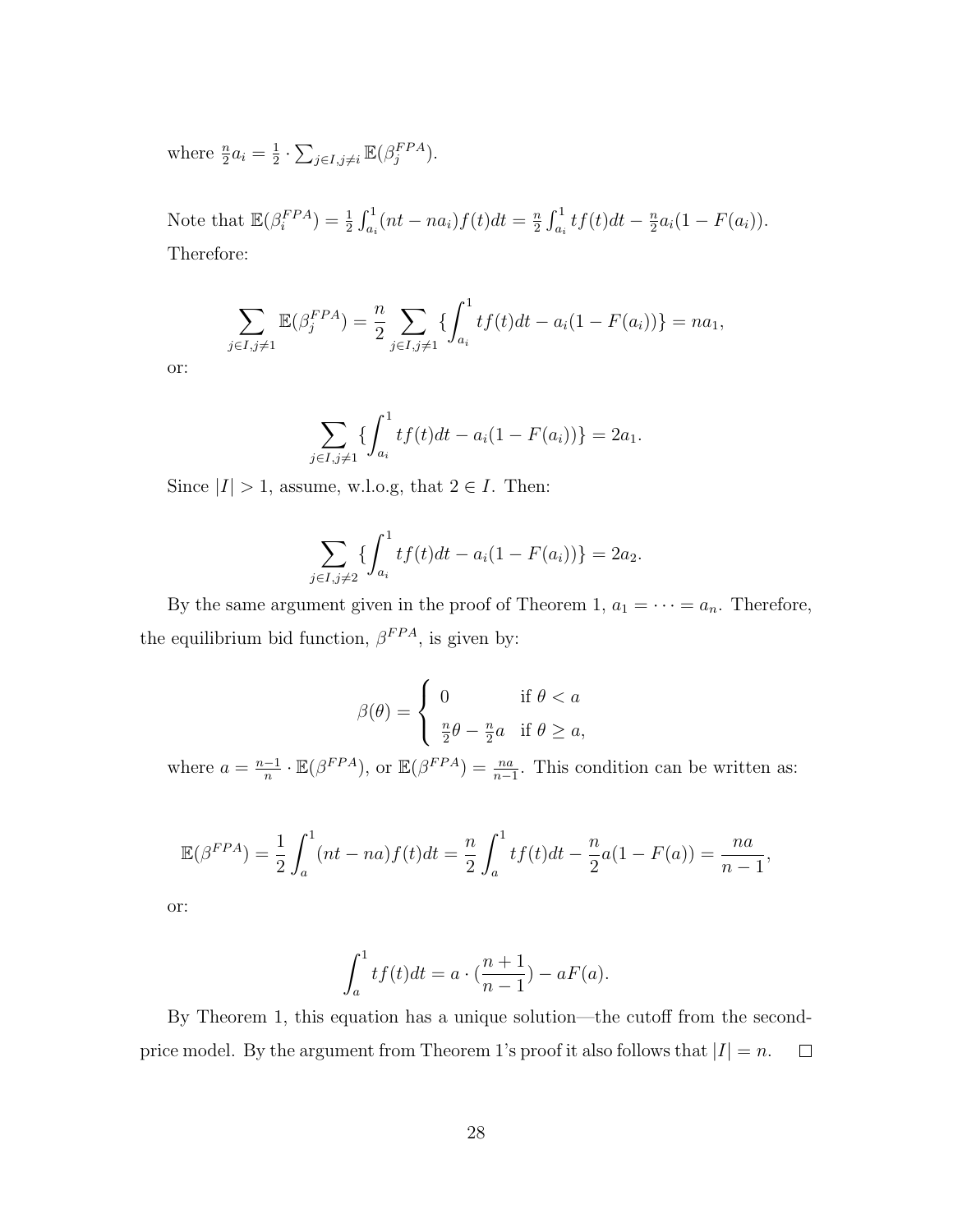where $\frac{n}{2}a_i = \frac{1}{2} \cdot \sum_{j \in I, j \neq i} \mathbb{E}(\beta_j^{FPA})$.

Note that $\mathbb{E}(\beta_i^{FPA}) = \frac{1}{2}\int_{a_i}^{1}(nt - na_i)f(t)dt = \frac{n}{2}\int_{a_i}^{1} tf(t)dt - \frac{n}{2}a_i(1 - F(a_i))$. Therefore:

$$\sum_{j \in I, j \neq 1} \mathbb{E}(\beta_j^{FPA}) = \frac{n}{2} \sum_{j \in I, j \neq 1} \{\int_{a_i}^{1} tf(t)dt - a_i(1 - F(a_i))\} = na_1,$$

or:

$$\sum_{j \in I, j \neq 1} \{\int_{a_i}^{1} tf(t)dt - a_i(1 - F(a_i))\} = 2a_1.$$

Since $|I| > 1$, assume, w.l.o.g, that $2 \in I$. Then:

$$\sum_{j \in I, j \neq 2} \{\int_{a_i}^{1} tf(t)dt - a_i(1 - F(a_i))\} = 2a_2.$$

By the same argument given in the proof of Theorem 1, $a_1 = \cdots = a_n$. Therefore, the equilibrium bid function, $\beta^{FPA}$, is given by:

$$\beta(\theta) = \begin{cases} 0 & \text{if } \theta < a \\ \frac{n}{2}\theta - \frac{n}{2}a & \text{if } \theta \geq a, \end{cases}$$

where $a = \frac{n-1}{n} \cdot \mathbb{E}(\beta^{FPA})$, or $\mathbb{E}(\beta^{FPA}) = \frac{na}{n-1}$. This condition can be written as:

$$\mathbb{E}(\beta^{FPA}) = \frac{1}{2}\int_{a}^{1}(nt - na)f(t)dt = \frac{n}{2}\int_{a}^{1} tf(t)dt - \frac{n}{2}a(1 - F(a)) = \frac{na}{n-1},$$

or:

$$\int_{a}^{1} tf(t)dt = a \cdot (\frac{n+1}{n-1}) - aF(a).$$

By Theorem 1, this equation has a unique solution—the cutoff from the second-price model. By the argument from Theorem 1's proof it also follows that $|I| = n$. □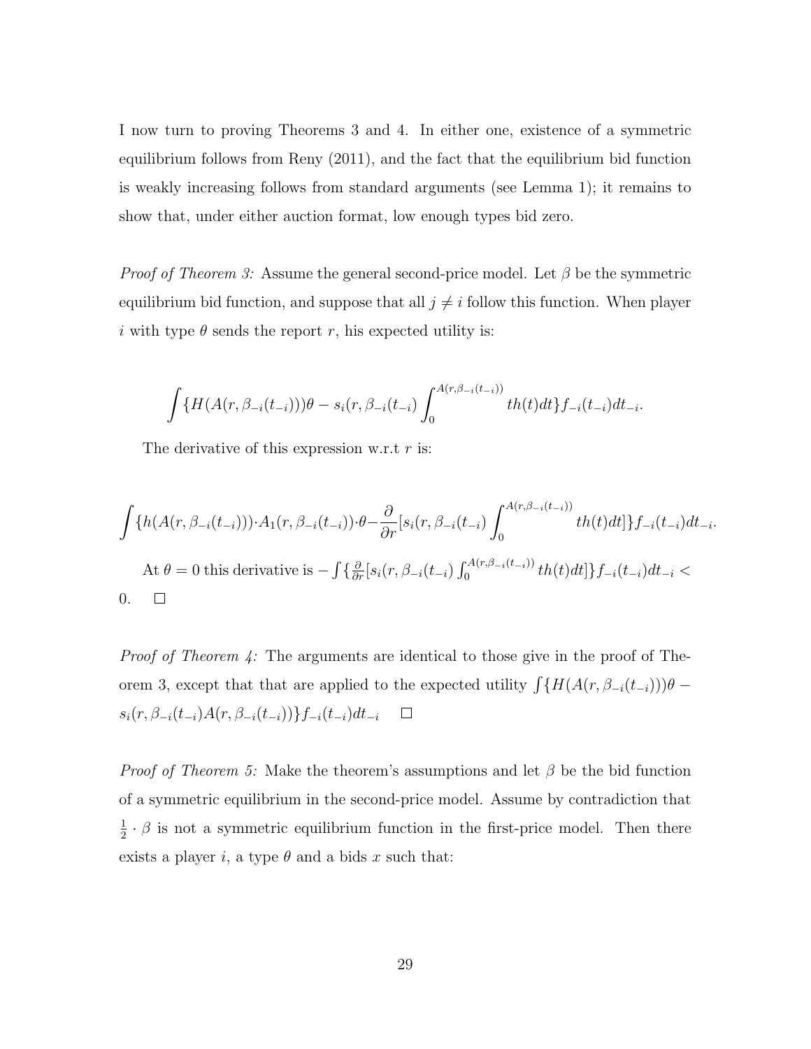I now turn to proving Theorems 3 and 4. In either one, existence of a symmetric equilibrium follows from Reny (2011), and the fact that the equilibrium bid function is weakly increasing follows from standard arguments (see Lemma 1); it remains to show that, under either auction format, low enough types bid zero.

*Proof of Theorem 3:* Assume the general second-price model. Let $\beta$ be the symmetric equilibrium bid function, and suppose that all $j \neq i$ follow this function. When player $i$ with type $\theta$ sends the report $r$, his expected utility is:

$$\int \{H(A(r, \beta_{-i}(t_{-i})))\theta - s_i(r, \beta_{-i}(t_{-i}) \int_0^{A(r,\beta_{-i}(t_{-i}))} th(t)dt\} f_{-i}(t_{-i})dt_{-i}.$$

The derivative of this expression w.r.t $r$ is:

$$\int \{h(A(r, \beta_{-i}(t_{-i}))) \cdot A_1(r, \beta_{-i}(t_{-i})) \cdot \theta - \frac{\partial}{\partial r}[s_i(r, \beta_{-i}(t_{-i}) \int_0^{A(r,\beta_{-i}(t_{-i}))} th(t)dt]\} f_{-i}(t_{-i})dt_{-i}.$$

At $\theta = 0$ this derivative is $-\int \{ \frac{\partial}{\partial r}[s_i(r, \beta_{-i}(t_{-i}) \int_0^{A(r,\beta_{-i}(t_{-i}))} th(t)dt]\} f_{-i}(t_{-i})dt_{-i} < 0$. □

*Proof of Theorem 4:* The arguments are identical to those give in the proof of Theorem 3, except that that are applied to the expected utility $\int \{H(A(r, \beta_{-i}(t_{-i})))\theta - s_i(r, \beta_{-i}(t_{-i}) A(r, \beta_{-i}(t_{-i}))\} f_{-i}(t_{-i})dt_{-i}$ □

*Proof of Theorem 5:* Make the theorem's assumptions and let $\beta$ be the bid function of a symmetric equilibrium in the second-price model. Assume by contradiction that $\frac{1}{2} \cdot \beta$ is not a symmetric equilibrium function in the first-price model. Then there exists a player $i$, a type $\theta$ and a bids $x$ such that: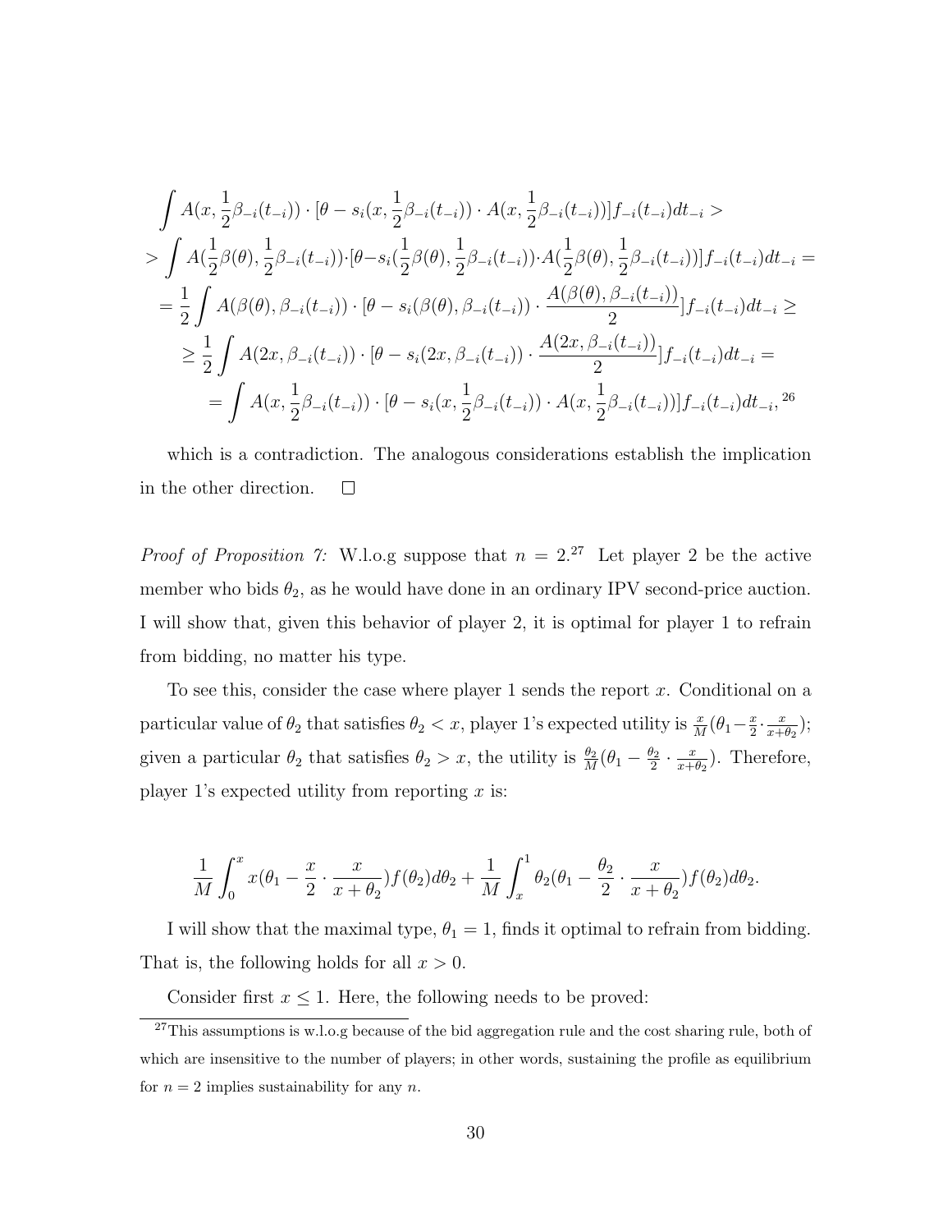$$
\begin{aligned}
&\int A(x, \frac{1}{2}\beta_{-i}(t_{-i})) \cdot [\theta - s_i(x, \frac{1}{2}\beta_{-i}(t_{-i})) \cdot A(x, \frac{1}{2}\beta_{-i}(t_{-i}))] f_{-i}(t_{-i}) dt_{-i} > \\
&> \int A(\frac{1}{2}\beta(\theta), \frac{1}{2}\beta_{-i}(t_{-i})) \cdot [\theta - s_i(\frac{1}{2}\beta(\theta), \frac{1}{2}\beta_{-i}(t_{-i})) \cdot A(\frac{1}{2}\beta(\theta), \frac{1}{2}\beta_{-i}(t_{-i}))] f_{-i}(t_{-i}) dt_{-i} = \\
&= \frac{1}{2}\int A(\beta(\theta), \beta_{-i}(t_{-i})) \cdot [\theta - s_i(\beta(\theta), \beta_{-i}(t_{-i})) \cdot \frac{A(\beta(\theta), \beta_{-i}(t_{-i}))}{2}] f_{-i}(t_{-i}) dt_{-i} \geq \\
&\geq \frac{1}{2}\int A(2x, \beta_{-i}(t_{-i})) \cdot [\theta - s_i(2x, \beta_{-i}(t_{-i})) \cdot \frac{A(2x, \beta_{-i}(t_{-i}))}{2}] f_{-i}(t_{-i}) dt_{-i} = \\
&= \int A(x, \frac{1}{2}\beta_{-i}(t_{-i})) \cdot [\theta - s_i(x, \frac{1}{2}\beta_{-i}(t_{-i})) \cdot A(x, \frac{1}{2}\beta_{-i}(t_{-i}))] f_{-i}(t_{-i}) dt_{-i},^{26}
\end{aligned}
$$

which is a contradiction. The analogous considerations establish the implication in the other direction. □

*Proof of Proposition 7:* W.l.o.g suppose that $n = 2$.[27] Let player 2 be the active member who bids $\theta_2$, as he would have done in an ordinary IPV second-price auction. I will show that, given this behavior of player 2, it is optimal for player 1 to refrain from bidding, no matter his type.

To see this, consider the case where player 1 sends the report $x$. Conditional on a particular value of $\theta_2$ that satisfies $\theta_2 < x$, player 1's expected utility is $\frac{x}{M}(\theta_1 - \frac{x}{2} \cdot \frac{x}{x+\theta_2})$; given a particular $\theta_2$ that satisfies $\theta_2 > x$, the utility is $\frac{\theta_2}{M}(\theta_1 - \frac{\theta_2}{2} \cdot \frac{x}{x+\theta_2})$. Therefore, player 1's expected utility from reporting $x$ is:

$$
\frac{1}{M}\int_0^x x(\theta_1 - \frac{x}{2} \cdot \frac{x}{x+\theta_2}) f(\theta_2) d\theta_2 + \frac{1}{M}\int_x^1 \theta_2(\theta_1 - \frac{\theta_2}{2} \cdot \frac{x}{x+\theta_2}) f(\theta_2) d\theta_2.
$$

I will show that the maximal type, $\theta_1 = 1$, finds it optimal to refrain from bidding. That is, the following holds for all $x > 0$.

Consider first $x \leq 1$. Here, the following needs to be proved:

[27] This assumptions is w.l.o.g because of the bid aggregation rule and the cost sharing rule, both of which are insensitive to the number of players; in other words, sustaining the profile as equilibrium for $n = 2$ implies sustainability for any $n$.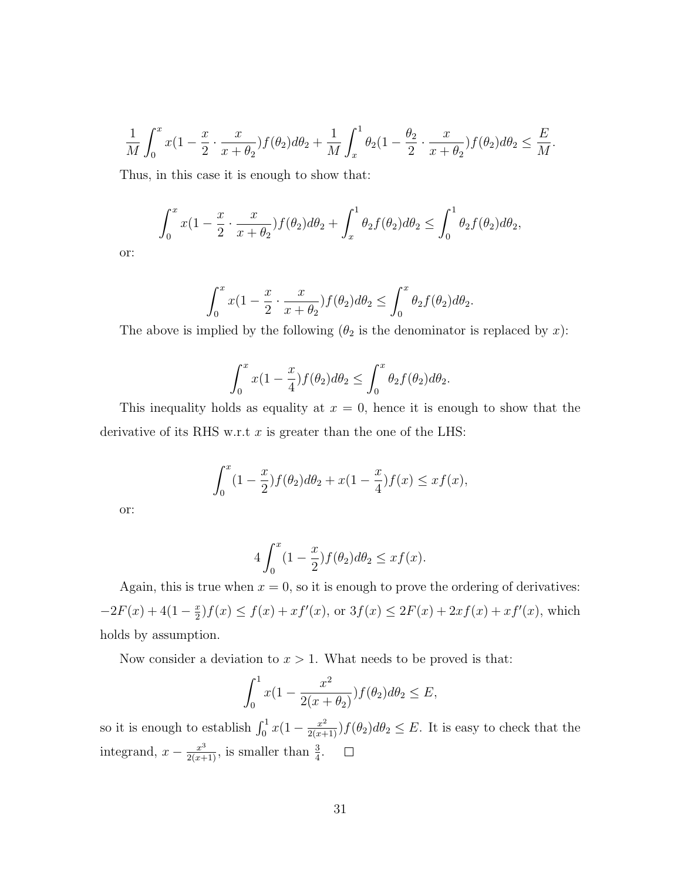$$\frac{1}{M}\int_0^x x(1-\frac{x}{2}\cdot\frac{x}{x+\theta_2})f(\theta_2)d\theta_2+\frac{1}{M}\int_x^1 \theta_2(1-\frac{\theta_2}{2}\cdot\frac{x}{x+\theta_2})f(\theta_2)d\theta_2 \le \frac{E}{M}.$$

Thus, in this case it is enough to show that:

$$\int_0^x x(1-\frac{x}{2}\cdot\frac{x}{x+\theta_2})f(\theta_2)d\theta_2+\int_x^1 \theta_2 f(\theta_2)d\theta_2 \le \int_0^1 \theta_2 f(\theta_2)d\theta_2,$$

or:

$$\int_0^x x(1-\frac{x}{2}\cdot\frac{x}{x+\theta_2})f(\theta_2)d\theta_2 \le \int_0^x \theta_2 f(\theta_2)d\theta_2.$$

The above is implied by the following ($\theta_2$ is the denominator is replaced by $x$):

$$\int_0^x x(1-\frac{x}{4})f(\theta_2)d\theta_2 \le \int_0^x \theta_2 f(\theta_2)d\theta_2.$$

This inequality holds as equality at $x=0$, hence it is enough to show that the derivative of its RHS w.r.t $x$ is greater than the one of the LHS:

$$\int_0^x (1-\frac{x}{2})f(\theta_2)d\theta_2 + x(1-\frac{x}{4})f(x) \le xf(x),$$

or:

$$4\int_0^x (1-\frac{x}{2})f(\theta_2)d\theta_2 \le xf(x).$$

Again, this is true when $x=0$, so it is enough to prove the ordering of derivatives: $-2F(x)+4(1-\frac{x}{2})f(x) \le f(x)+xf'(x)$, or $3f(x) \le 2F(x)+2xf(x)+xf'(x)$, which holds by assumption.

Now consider a deviation to $x>1$. What needs to be proved is that:

$$\int_0^1 x(1-\frac{x^2}{2(x+\theta_2)})f(\theta_2)d\theta_2 \le E,$$

so it is enough to establish $\int_0^1 x(1-\frac{x^2}{2(x+1)})f(\theta_2)d\theta_2 \le E$. It is easy to check that the integrand, $x-\frac{x^3}{2(x+1)}$, is smaller than $\frac{3}{4}$. $\square$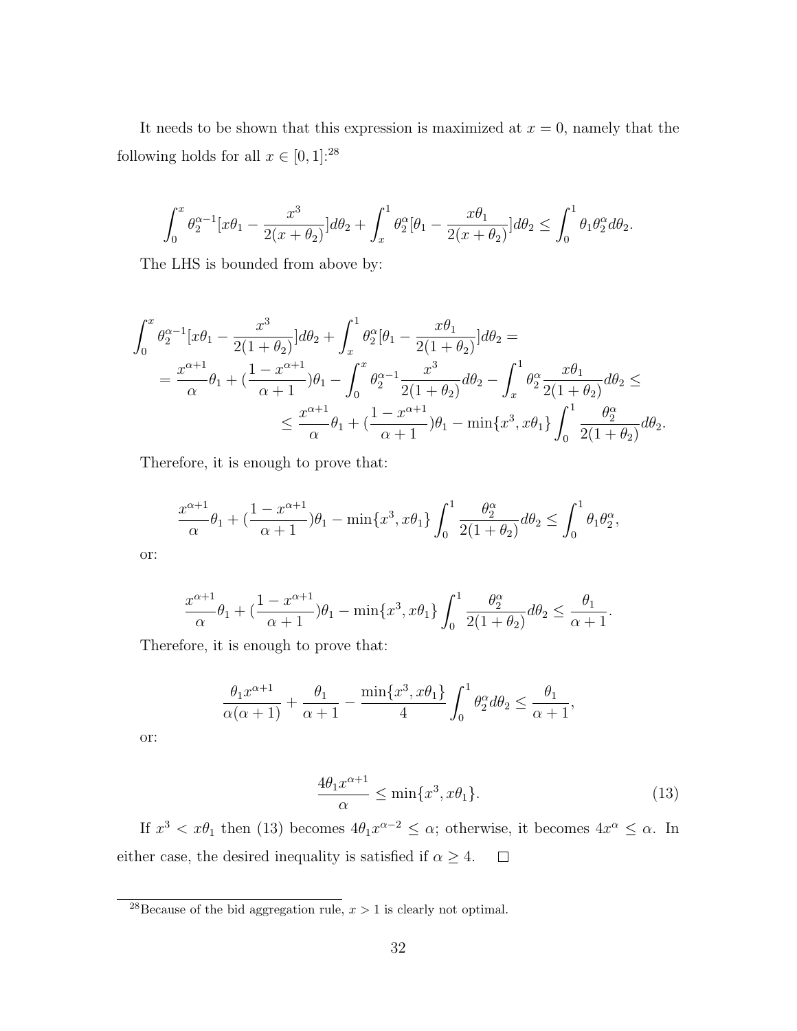It needs to be shown that this expression is maximized at $x = 0$, namely that the following holds for all $x \in [0, 1]$:[28]

$$\int_0^x \theta_2^{\alpha-1}[x\theta_1 - \frac{x^3}{2(x+\theta_2)}]d\theta_2 + \int_x^1 \theta_2^{\alpha}[\theta_1 - \frac{x\theta_1}{2(x+\theta_2)}]d\theta_2 \leq \int_0^1 \theta_1\theta_2^{\alpha}d\theta_2.$$

The LHS is bounded from above by:

$$\begin{aligned}
&\int_0^x \theta_2^{\alpha-1}[x\theta_1 - \frac{x^3}{2(1+\theta_2)}]d\theta_2 + \int_x^1 \theta_2^{\alpha}[\theta_1 - \frac{x\theta_1}{2(1+\theta_2)}]d\theta_2 = \\
&\quad = \frac{x^{\alpha+1}}{\alpha}\theta_1 + (\frac{1-x^{\alpha+1}}{\alpha+1})\theta_1 - \int_0^x \theta_2^{\alpha-1}\frac{x^3}{2(1+\theta_2)}d\theta_2 - \int_x^1 \theta_2^{\alpha}\frac{x\theta_1}{2(1+\theta_2)}d\theta_2 \leq \\
&\qquad \leq \frac{x^{\alpha+1}}{\alpha}\theta_1 + (\frac{1-x^{\alpha+1}}{\alpha+1})\theta_1 - \min\{x^3, x\theta_1\}\int_0^1 \frac{\theta_2^{\alpha}}{2(1+\theta_2)}d\theta_2.
\end{aligned}$$

Therefore, it is enough to prove that:

$$\frac{x^{\alpha+1}}{\alpha}\theta_1 + (\frac{1-x^{\alpha+1}}{\alpha+1})\theta_1 - \min\{x^3, x\theta_1\}\int_0^1 \frac{\theta_2^{\alpha}}{2(1+\theta_2)}d\theta_2 \leq \int_0^1 \theta_1\theta_2^{\alpha},$$

or:

$$\frac{x^{\alpha+1}}{\alpha}\theta_1 + (\frac{1-x^{\alpha+1}}{\alpha+1})\theta_1 - \min\{x^3, x\theta_1\}\int_0^1 \frac{\theta_2^{\alpha}}{2(1+\theta_2)}d\theta_2 \leq \frac{\theta_1}{\alpha+1}.$$

Therefore, it is enough to prove that:

$$\frac{\theta_1 x^{\alpha+1}}{\alpha(\alpha+1)} + \frac{\theta_1}{\alpha+1} - \frac{\min\{x^3, x\theta_1\}}{4}\int_0^1 \theta_2^{\alpha}d\theta_2 \leq \frac{\theta_1}{\alpha+1},$$

or:

$$\frac{4\theta_1 x^{\alpha+1}}{\alpha} \leq \min\{x^3, x\theta_1\}. \tag{13}$$

If $x^3 < x\theta_1$ then (13) becomes $4\theta_1 x^{\alpha-2} \leq \alpha$; otherwise, it becomes $4x^{\alpha} \leq \alpha$. In either case, the desired inequality is satisfied if $\alpha \geq 4$. $\square$

[28] Because of the bid aggregation rule, $x > 1$ is clearly not optimal.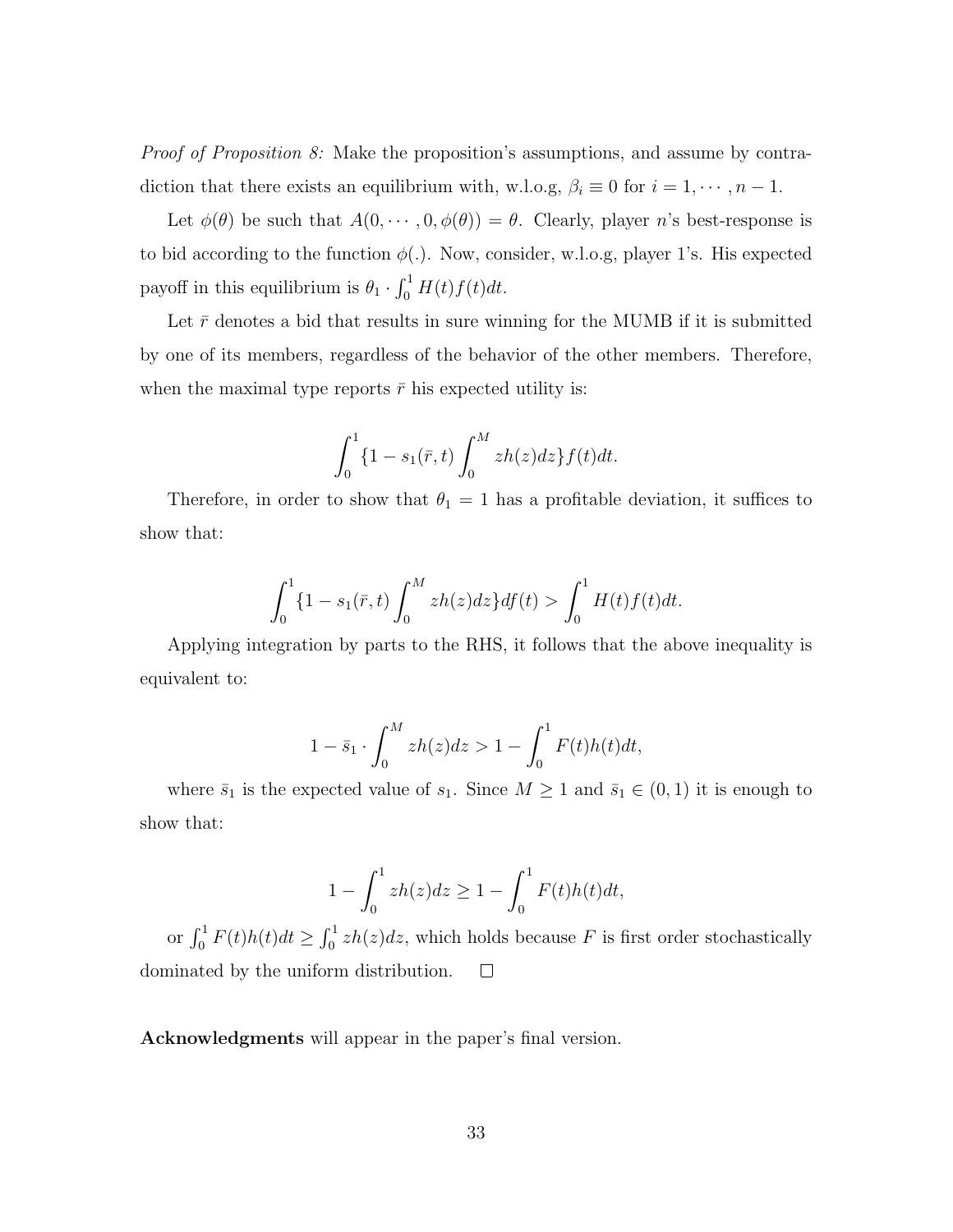*Proof of Proposition 8:* Make the proposition's assumptions, and assume by contradiction that there exists an equilibrium with, w.l.o.g, $\beta_i \equiv 0$ for $i = 1, \cdots, n-1$.

Let $\phi(\theta)$ be such that $A(0, \cdots, 0, \phi(\theta)) = \theta$. Clearly, player $n$'s best-response is to bid according to the function $\phi(.)$. Now, consider, w.l.o.g, player 1's. His expected payoff in this equilibrium is $\theta_1 \cdot \int_0^1 H(t)f(t)dt$.

Let $\bar{r}$ denotes a bid that results in sure winning for the MUMB if it is submitted by one of its members, regardless of the behavior of the other members. Therefore, when the maximal type reports $\bar{r}$ his expected utility is:

$$\int_0^1 \{1 - s_1(\bar{r}, t) \int_0^M zh(z)dz\} f(t)dt.$$

Therefore, in order to show that $\theta_1 = 1$ has a profitable deviation, it suffices to show that:

$$\int_0^1 \{1 - s_1(\bar{r}, t) \int_0^M zh(z)dz\} df(t) > \int_0^1 H(t)f(t)dt.$$

Applying integration by parts to the RHS, it follows that the above inequality is equivalent to:

$$1 - \bar{s}_1 \cdot \int_0^M zh(z)dz > 1 - \int_0^1 F(t)h(t)dt,$$

where $\bar{s}_1$ is the expected value of $s_1$. Since $M \geq 1$ and $\bar{s}_1 \in (0,1)$ it is enough to show that:

$$1 - \int_0^1 zh(z)dz \geq 1 - \int_0^1 F(t)h(t)dt,$$

or $\int_0^1 F(t)h(t)dt \geq \int_0^1 zh(z)dz$, which holds because $F$ is first order stochastically dominated by the uniform distribution. $\square$

**Acknowledgments** will appear in the paper's final version.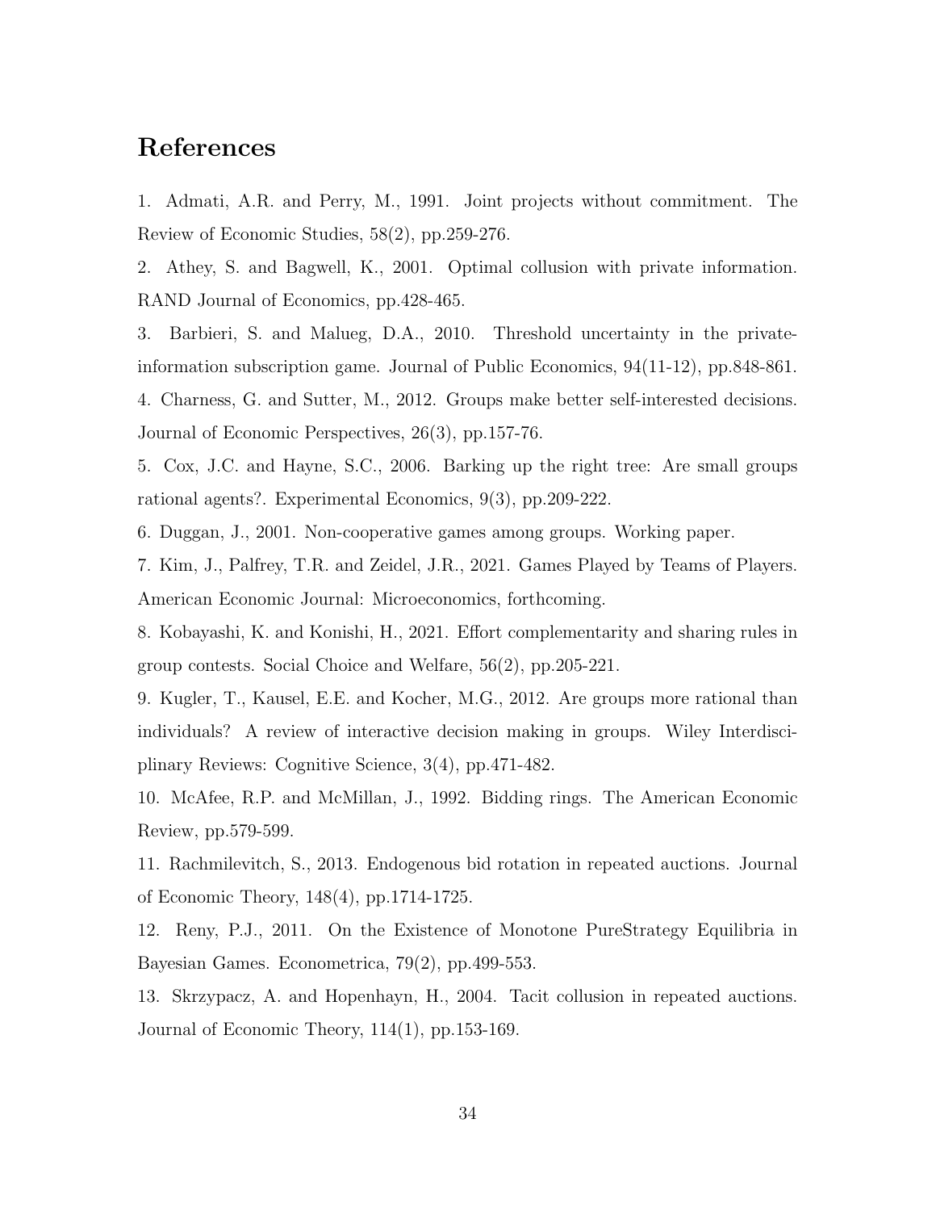## References

1. Admati, A.R. and Perry, M., 1991. Joint projects without commitment. The Review of Economic Studies, 58(2), pp.259-276.

2. Athey, S. and Bagwell, K., 2001. Optimal collusion with private information. RAND Journal of Economics, pp.428-465.

3. Barbieri, S. and Malueg, D.A., 2010. Threshold uncertainty in the private-information subscription game. Journal of Public Economics, 94(11-12), pp.848-861.

4. Charness, G. and Sutter, M., 2012. Groups make better self-interested decisions. Journal of Economic Perspectives, 26(3), pp.157-76.

5. Cox, J.C. and Hayne, S.C., 2006. Barking up the right tree: Are small groups rational agents?. Experimental Economics, 9(3), pp.209-222.

6. Duggan, J., 2001. Non-cooperative games among groups. Working paper.

7. Kim, J., Palfrey, T.R. and Zeidel, J.R., 2021. Games Played by Teams of Players. American Economic Journal: Microeconomics, forthcoming.

8. Kobayashi, K. and Konishi, H., 2021. Effort complementarity and sharing rules in group contests. Social Choice and Welfare, 56(2), pp.205-221.

9. Kugler, T., Kausel, E.E. and Kocher, M.G., 2012. Are groups more rational than individuals? A review of interactive decision making in groups. Wiley Interdisciplinary Reviews: Cognitive Science, 3(4), pp.471-482.

10. McAfee, R.P. and McMillan, J., 1992. Bidding rings. The American Economic Review, pp.579-599.

11. Rachmilevitch, S., 2013. Endogenous bid rotation in repeated auctions. Journal of Economic Theory, 148(4), pp.1714-1725.

12. Reny, P.J., 2011. On the Existence of Monotone PureStrategy Equilibria in Bayesian Games. Econometrica, 79(2), pp.499-553.

13. Skrzypacz, A. and Hopenhayn, H., 2004. Tacit collusion in repeated auctions. Journal of Economic Theory, 114(1), pp.153-169.